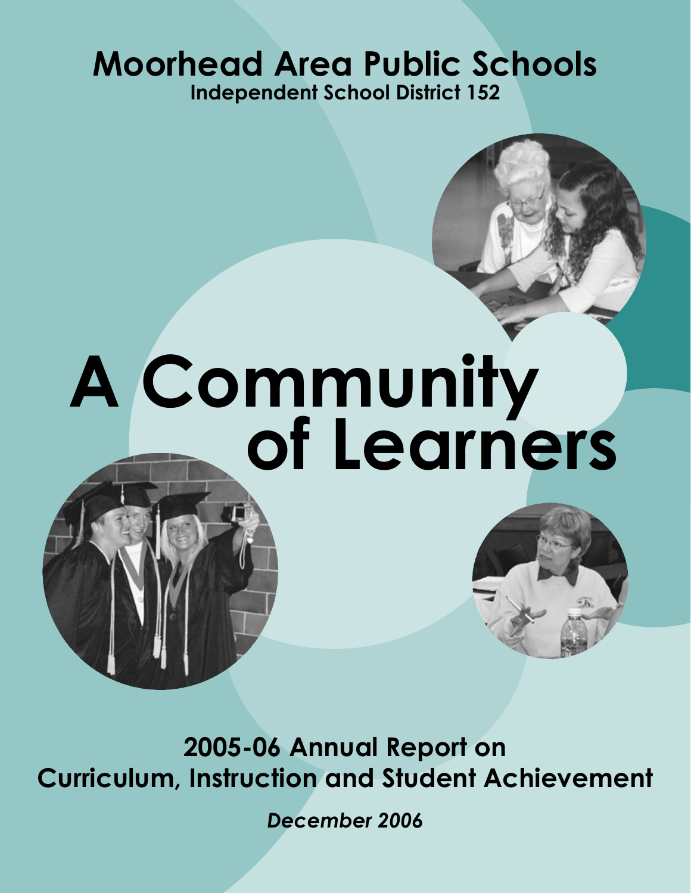# Moorhead Area Public Schools

**Independent School District 152**

# A Community of Learners

## 2005-06 Annual Report on Curriculum, Instruction and Student Achievement

*December 2006*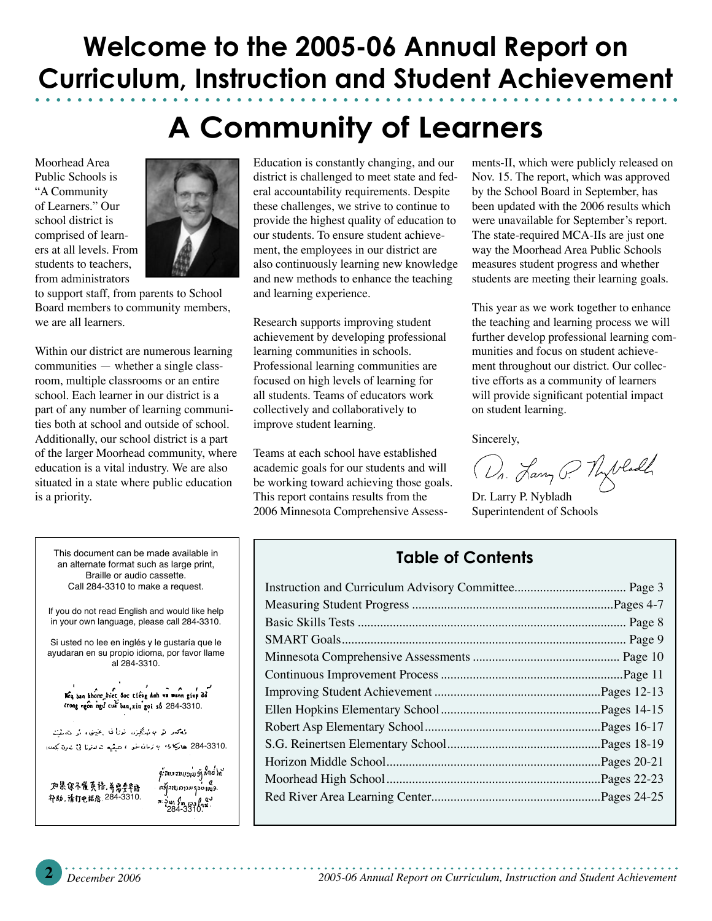# Welcome to the 2005-06 Annual Report on Curriculum, Instruction and Student Achievement

## A Community of Learners

Moorhead Area Public Schools is "A Community of Learners." Our school district is comprised of learners at all levels. From students to teachers, from administrators to support staff, from parents to School Board members to community members, we are all learners.

Within our district are numerous learning communities — whether a single classroom, multiple classrooms or an entire school. Each learner in our district is a part of any number of learning communities both at school and outside of school. Additionally, our school district is a part of the larger Moorhead community, where education is a vital industry. We are also situated in a state where public education is a priority.

Education is constantly changing, and our district is challenged to meet state and federal accountability requirements. Despite these challenges, we strive to continue to provide the highest quality of education to our students. To ensure student achievement, the employees in our district are also continuously learning new knowledge and new methods to enhance the teaching and learning experience.

Research supports improving student achievement by developing professional learning communities in schools. Professional learning communities are focused on high levels of learning for all students. Teams of educators work collectively and collaboratively to improve student learning.

Teams at each school have established academic goals for our students and will be working toward achieving those goals. This report contains results from the 2006 Minnesota Comprehensive Assessments-II, which were publicly released on Nov. 15. The report, which was approved by the School Board in September, has been updated with the 2006 results which were unavailable for September's report. The state-required MCA-IIs are just one way the Moorhead Area Public Schools measures student progress and whether students are meeting their learning goals.

This year as we work together to enhance the teaching and learning process we will further develop professional learning communities and focus on student achievement throughout our district. Our collective efforts as a community of learners will provide significant potential impact on student learning.

Sincerely,

Dr. Larry P. Nybladh
Superintendent of Schools

---

This document can be made available in an alternate format such as large print, Braille or audio cassette. Call 284-3310 to make a request.

If you do not read English and would like help in your own language, please call 284-3310.

Si usted no lee en inglés y le gustaría que le ayudaran en su propio idioma, por favor llame al 284-3310.

Nếu bạn không biết đọc tiếng Anh và muốn giúp đỡ trong ngôn ngữ của bạn, xin gọi số 284-3310.

284-3310.

如果您不懂英語,并需要幫助,請打电話 284-3310.

284-3310.

---

### Table of Contents

| | |
|---|---|
| Instruction and Curriculum Advisory Committee | Page 3 |
| Measuring Student Progress | Pages 4-7 |
| Basic Skills Tests | Page 8 |
| SMART Goals | Page 9 |
| Minnesota Comprehensive Assessments | Page 10 |
| Continuous Improvement Process | Page 11 |
| Improving Student Achievement | Pages 12-13 |
| Ellen Hopkins Elementary School | Pages 14-15 |
| Robert Asp Elementary School | Pages 16-17 |
| S.G. Reinertsen Elementary School | Pages 18-19 |
| Horizon Middle School | Pages 20-21 |
| Moorhead High School | Pages 22-23 |
| Red River Area Learning Center | Pages 24-25 |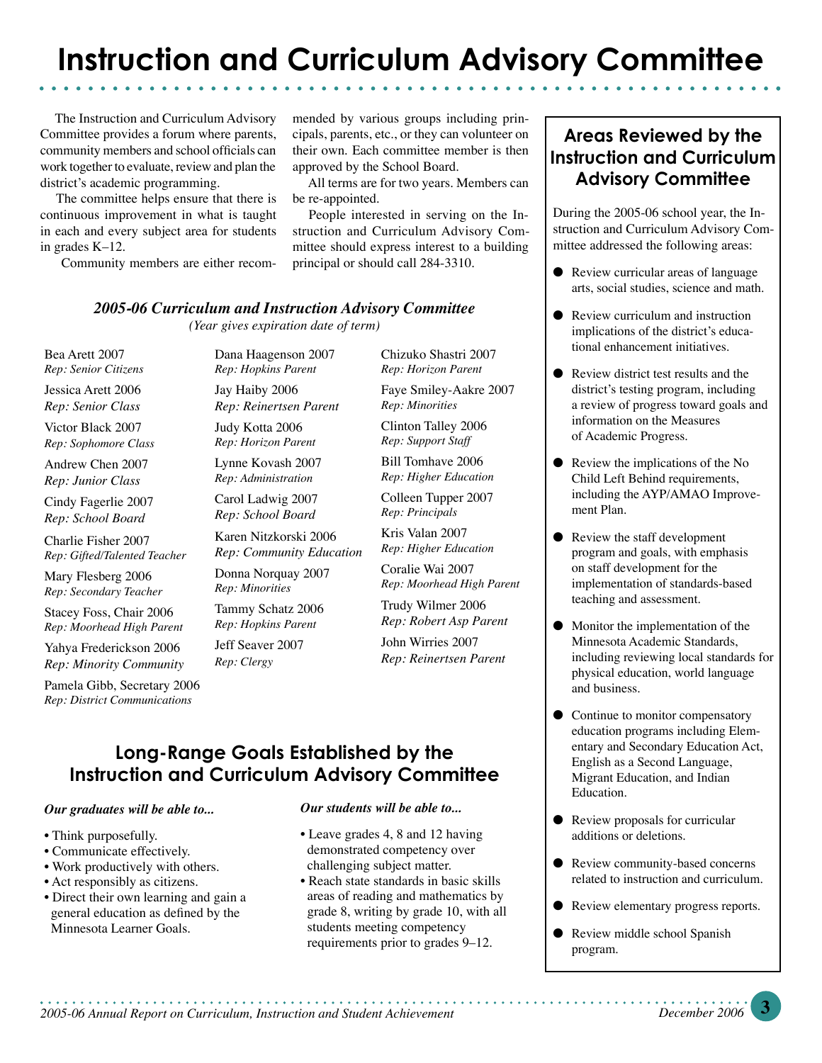# Instruction and Curriculum Advisory Committee

The Instruction and Curriculum Advisory Committee provides a forum where parents, community members and school officials can work together to evaluate, review and plan the district's academic programming.

The committee helps ensure that there is continuous improvement in what is taught in each and every subject area for students in grades K–12.

Community members are either recommended by various groups including principals, parents, etc., or they can volunteer on their own. Each committee member is then approved by the School Board.

All terms are for two years. Members can be re-appointed.

People interested in serving on the Instruction and Curriculum Advisory Committee should express interest to a building principal or should call 284-3310.

### *2005-06 Curriculum and Instruction Advisory Committee*

*(Year gives expiration date of term)*

Bea Arett 2007
*Rep: Senior Citizens*

Jessica Arett 2006
*Rep: Senior Class*

Victor Black 2007
*Rep: Sophomore Class*

Andrew Chen 2007
*Rep: Junior Class*

Cindy Fagerlie 2007
*Rep: School Board*

Charlie Fisher 2007
*Rep: Gifted/Talented Teacher*

Mary Flesberg 2006
*Rep: Secondary Teacher*

Stacey Foss, Chair 2006
*Rep: Moorhead High Parent*

Yahya Frederickson 2006
*Rep: Minority Community*

Pamela Gibb, Secretary 2006
*Rep: District Communications*

Dana Haagenson 2007
*Rep: Hopkins Parent*

Jay Haiby 2006
*Rep: Reinertsen Parent*

Judy Kotta 2006
*Rep: Horizon Parent*

Lynne Kovash 2007
*Rep: Administration*

Carol Ladwig 2007
*Rep: School Board*

Karen Nitzkorski 2006
*Rep: Community Education*

Donna Norquay 2007
*Rep: Minorities*

Tammy Schatz 2006
*Rep: Hopkins Parent*

Jeff Seaver 2007
*Rep: Clergy*

Chizuko Shastri 2007
*Rep: Horizon Parent*

Faye Smiley-Aakre 2007
*Rep: Minorities*

Clinton Talley 2006
*Rep: Support Staff*

Bill Tomhave 2006
*Rep: Higher Education*

Colleen Tupper 2007
*Rep: Principals*

Kris Valan 2007
*Rep: Higher Education*

Coralie Wai 2007
*Rep: Moorhead High Parent*

Trudy Wilmer 2006
*Rep: Robert Asp Parent*

John Wirries 2007
*Rep: Reinertsen Parent*

## Long-Range Goals Established by the Instruction and Curriculum Advisory Committee

***Our graduates will be able to...***

- Think purposefully.
- Communicate effectively.
- Work productively with others.
- Act responsibly as citizens.
- Direct their own learning and gain a general education as defined by the Minnesota Learner Goals.

***Our students will be able to...***

- Leave grades 4, 8 and 12 having demonstrated competency over challenging subject matter.
- Reach state standards in basic skills areas of reading and mathematics by grade 8, writing by grade 10, with all students meeting competency requirements prior to grades 9–12.

## Areas Reviewed by the Instruction and Curriculum Advisory Committee

During the 2005-06 school year, the Instruction and Curriculum Advisory Committee addressed the following areas:

- Review curricular areas of language arts, social studies, science and math.
- Review curriculum and instruction implications of the district's educational enhancement initiatives.
- Review district test results and the district's testing program, including a review of progress toward goals and information on the Measures of Academic Progress.
- Review the implications of the No Child Left Behind requirements, including the AYP/AMAO Improvement Plan.
- Review the staff development program and goals, with emphasis on staff development for the implementation of standards-based teaching and assessment.
- Monitor the implementation of the Minnesota Academic Standards, including reviewing local standards for physical education, world language and business.
- Continue to monitor compensatory education programs including Elementary and Secondary Education Act, English as a Second Language, Migrant Education, and Indian Education.
- Review proposals for curricular additions or deletions.
- Review community-based concerns related to instruction and curriculum.
- Review elementary progress reports.
- Review middle school Spanish program.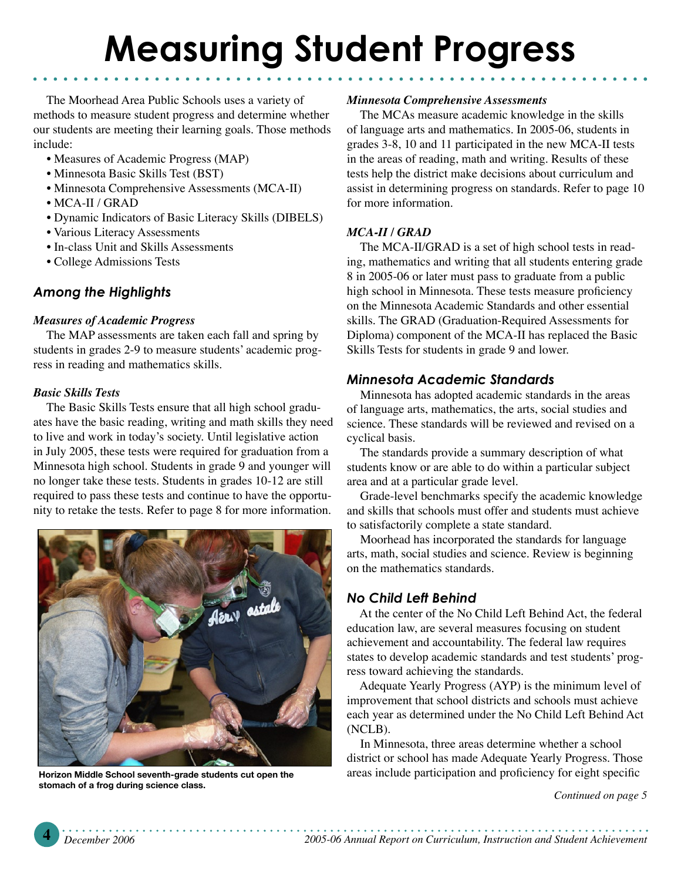# Measuring Student Progress

The Moorhead Area Public Schools uses a variety of methods to measure student progress and determine whether our students are meeting their learning goals. Those methods include:

- Measures of Academic Progress (MAP)
- Minnesota Basic Skills Test (BST)
- Minnesota Comprehensive Assessments (MCA-II)
- MCA-II / GRAD
- Dynamic Indicators of Basic Literacy Skills (DIBELS)
- Various Literacy Assessments
- In-class Unit and Skills Assessments
- College Admissions Tests

## Among the Highlights

***Measures of Academic Progress***

The MAP assessments are taken each fall and spring by students in grades 2-9 to measure students' academic progress in reading and mathematics skills.

***Basic Skills Tests***

The Basic Skills Tests ensure that all high school graduates have the basic reading, writing and math skills they need to live and work in today's society. Until legislative action in July 2005, these tests were required for graduation from a Minnesota high school. Students in grade 9 and younger will no longer take these tests. Students in grades 10-12 are still required to pass these tests and continue to have the opportunity to retake the tests. Refer to page 8 for more information.

**Horizon Middle School seventh-grade students cut open the stomach of a frog during science class.**

***Minnesota Comprehensive Assessments***

The MCAs measure academic knowledge in the skills of language arts and mathematics. In 2005-06, students in grades 3-8, 10 and 11 participated in the new MCA-II tests in the areas of reading, math and writing. Results of these tests help the district make decisions about curriculum and assist in determining progress on standards. Refer to page 10 for more information.

***MCA-II / GRAD***

The MCA-II/GRAD is a set of high school tests in reading, mathematics and writing that all students entering grade 8 in 2005-06 or later must pass to graduate from a public high school in Minnesota. These tests measure proficiency on the Minnesota Academic Standards and other essential skills. The GRAD (Graduation-Required Assessments for Diploma) component of the MCA-II has replaced the Basic Skills Tests for students in grade 9 and lower.

## Minnesota Academic Standards

Minnesota has adopted academic standards in the areas of language arts, mathematics, the arts, social studies and science. These standards will be reviewed and revised on a cyclical basis.

The standards provide a summary description of what students know or are able to do within a particular subject area and at a particular grade level.

Grade-level benchmarks specify the academic knowledge and skills that schools must offer and students must achieve to satisfactorily complete a state standard.

Moorhead has incorporated the standards for language arts, math, social studies and science. Review is beginning on the mathematics standards.

## No Child Left Behind

At the center of the No Child Left Behind Act, the federal education law, are several measures focusing on student achievement and accountability. The federal law requires states to develop academic standards and test students' progress toward achieving the standards.

Adequate Yearly Progress (AYP) is the minimum level of improvement that school districts and schools must achieve each year as determined under the No Child Left Behind Act (NCLB).

In Minnesota, three areas determine whether a school district or school has made Adequate Yearly Progress. Those areas include participation and proficiency for eight specific

*Continued on page 5*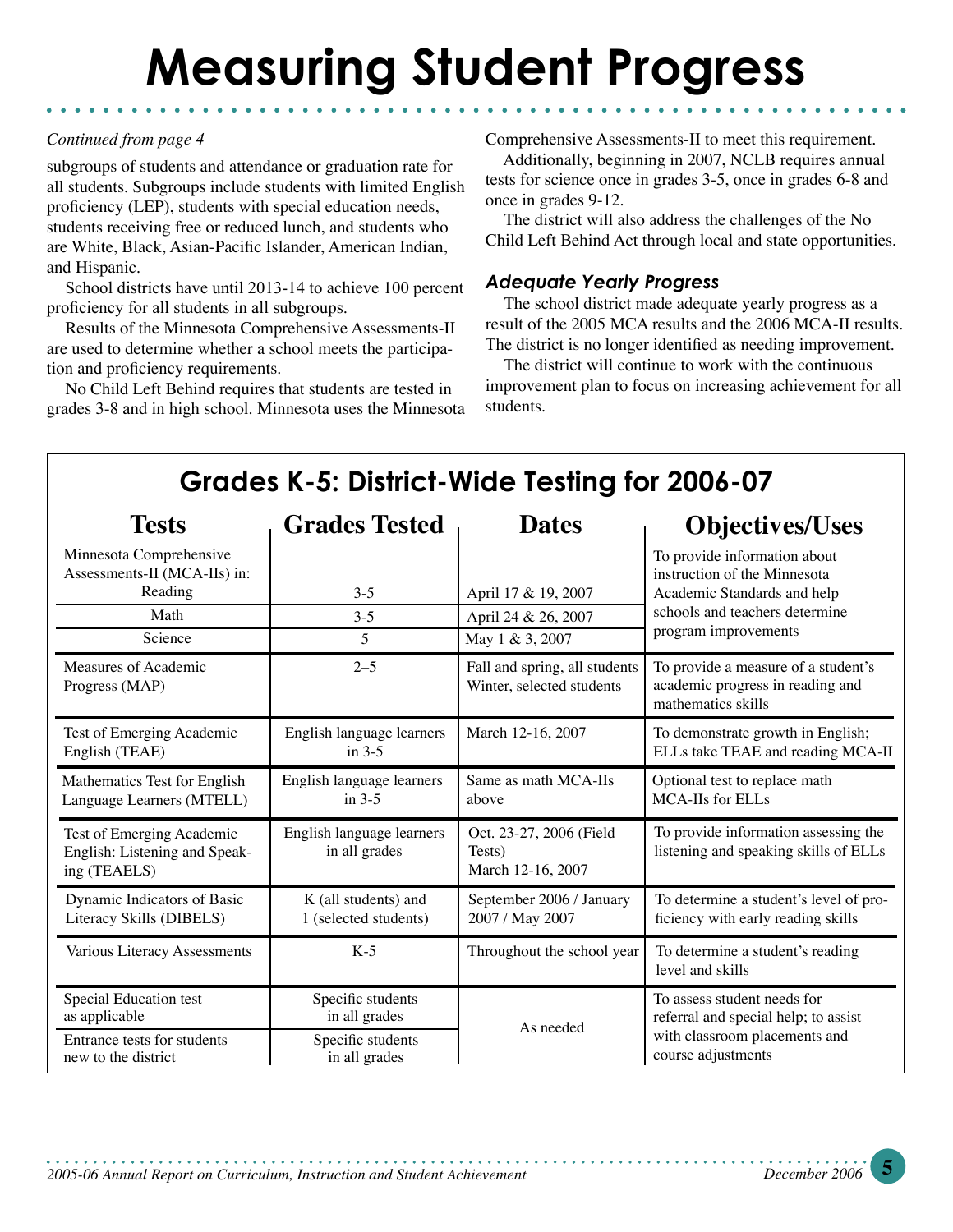# Measuring Student Progress

*Continued from page 4*

subgroups of students and attendance or graduation rate for all students. Subgroups include students with limited English proficiency (LEP), students with special education needs, students receiving free or reduced lunch, and students who are White, Black, Asian-Pacific Islander, American Indian, and Hispanic.

School districts have until 2013-14 to achieve 100 percent proficiency for all students in all subgroups.

Results of the Minnesota Comprehensive Assessments-II are used to determine whether a school meets the participation and proficiency requirements.

No Child Left Behind requires that students are tested in grades 3-8 and in high school. Minnesota uses the Minnesota Comprehensive Assessments-II to meet this requirement.

Additionally, beginning in 2007, NCLB requires annual tests for science once in grades 3-5, once in grades 6-8 and once in grades 9-12.

The district will also address the challenges of the No Child Left Behind Act through local and state opportunities.

### *Adequate Yearly Progress*

The school district made adequate yearly progress as a result of the 2005 MCA results and the 2006 MCA-II results. The district is no longer identified as needing improvement.

The district will continue to work with the continuous improvement plan to focus on increasing achievement for all students.

## Grades K-5: District-Wide Testing for 2006-07

| Tests | Grades Tested | Dates | Objectives/Uses |
|---|---|---|---|
| Minnesota Comprehensive Assessments-II (MCA-IIs) in: Reading | 3-5 | April 17 & 19, 2007 | To provide information about instruction of the Minnesota Academic Standards and help schools and teachers determine program improvements |
| Math | 3-5 | April 24 & 26, 2007 | |
| Science | 5 | May 1 & 3, 2007 | |
| Measures of Academic Progress (MAP) | 2–5 | Fall and spring, all students<br>Winter, selected students | To provide a measure of a student's academic progress in reading and mathematics skills |
| Test of Emerging Academic English (TEAE) | English language learners in 3-5 | March 12-16, 2007 | To demonstrate growth in English; ELLs take TEAE and reading MCA-II |
| Mathematics Test for English Language Learners (MTELL) | English language learners in 3-5 | Same as math MCA-IIs above | Optional test to replace math MCA-IIs for ELLs |
| Test of Emerging Academic English: Listening and Speaking (TEAELS) | English language learners in all grades | Oct. 23-27, 2006 (Field Tests)<br>March 12-16, 2007 | To provide information assessing the listening and speaking skills of ELLs |
| Dynamic Indicators of Basic Literacy Skills (DIBELS) | K (all students) and 1 (selected students) | September 2006 / January 2007 / May 2007 | To determine a student's level of proficiency with early reading skills |
| Various Literacy Assessments | K-5 | Throughout the school year | To determine a student's reading level and skills |
| Special Education test as applicable | Specific students in all grades | As needed | To assess student needs for referral and special help; to assist with classroom placements and course adjustments |
| Entrance tests for students new to the district | Specific students in all grades | | |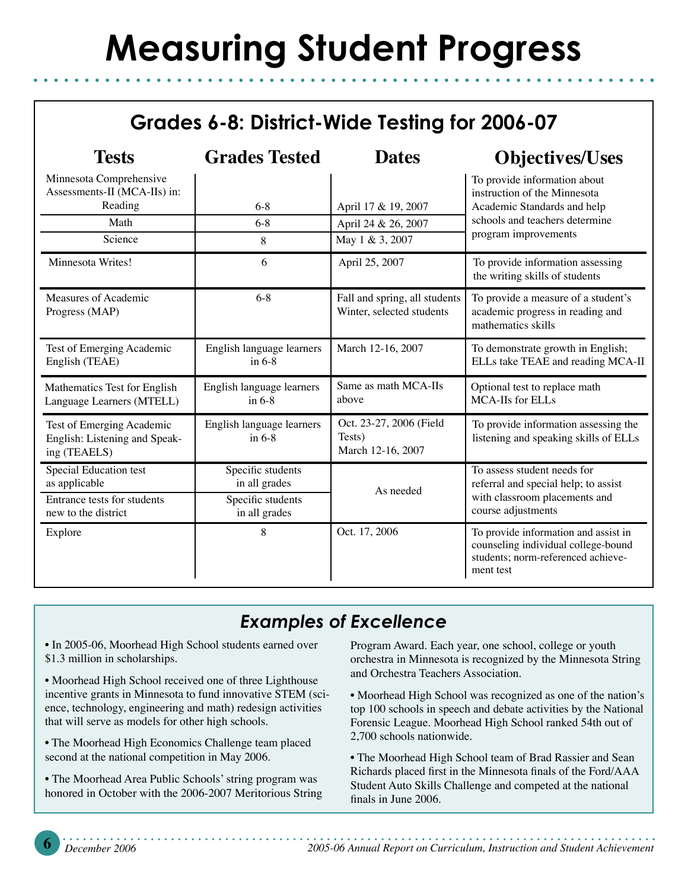# Measuring Student Progress

## Grades 6-8: District-Wide Testing for 2006-07

| Tests | Grades Tested | Dates | Objectives/Uses |
|---|---|---|---|
| Minnesota Comprehensive Assessments-II (MCA-IIs) in: Reading | 6-8 | April 17 & 19, 2007 | To provide information about instruction of the Minnesota Academic Standards and help schools and teachers determine program improvements |
| Math | 6-8 | April 24 & 26, 2007 | |
| Science | 8 | May 1 & 3, 2007 | |
| Minnesota Writes! | 6 | April 25, 2007 | To provide information assessing the writing skills of students |
| Measures of Academic Progress (MAP) | 6-8 | Fall and spring, all students Winter, selected students | To provide a measure of a student's academic progress in reading and mathematics skills |
| Test of Emerging Academic English (TEAE) | English language learners in 6-8 | March 12-16, 2007 | To demonstrate growth in English; ELLs take TEAE and reading MCA-II |
| Mathematics Test for English Language Learners (MTELL) | English language learners in 6-8 | Same as math MCA-IIs above | Optional test to replace math MCA-IIs for ELLs |
| Test of Emerging Academic English: Listening and Speaking (TEAELS) | English language learners in 6-8 | Oct. 23-27, 2006 (Field Tests) March 12-16, 2007 | To provide information assessing the listening and speaking skills of ELLs |
| Special Education test as applicable | Specific students in all grades | As needed | To assess student needs for referral and special help; to assist with classroom placements and course adjustments |
| Entrance tests for students new to the district | Specific students in all grades | | |
| Explore | 8 | Oct. 17, 2006 | To provide information and assist in counseling individual college-bound students; norm-referenced achievement test |

## *Examples of Excellence*

- In 2005-06, Moorhead High School students earned over $1.3 million in scholarships.
- Moorhead High School received one of three Lighthouse incentive grants in Minnesota to fund innovative STEM (science, technology, engineering and math) redesign activities that will serve as models for other high schools.
- The Moorhead High Economics Challenge team placed second at the national competition in May 2006.
- The Moorhead Area Public Schools' string program was honored in October with the 2006-2007 Meritorious String Program Award. Each year, one school, college or youth orchestra in Minnesota is recognized by the Minnesota String and Orchestra Teachers Association.
- Moorhead High School was recognized as one of the nation's top 100 schools in speech and debate activities by the National Forensic League. Moorhead High School ranked 54th out of 2,700 schools nationwide.
- The Moorhead High School team of Brad Rassier and Sean Richards placed first in the Minnesota finals of the Ford/AAA Student Auto Skills Challenge and competed at the national finals in June 2006.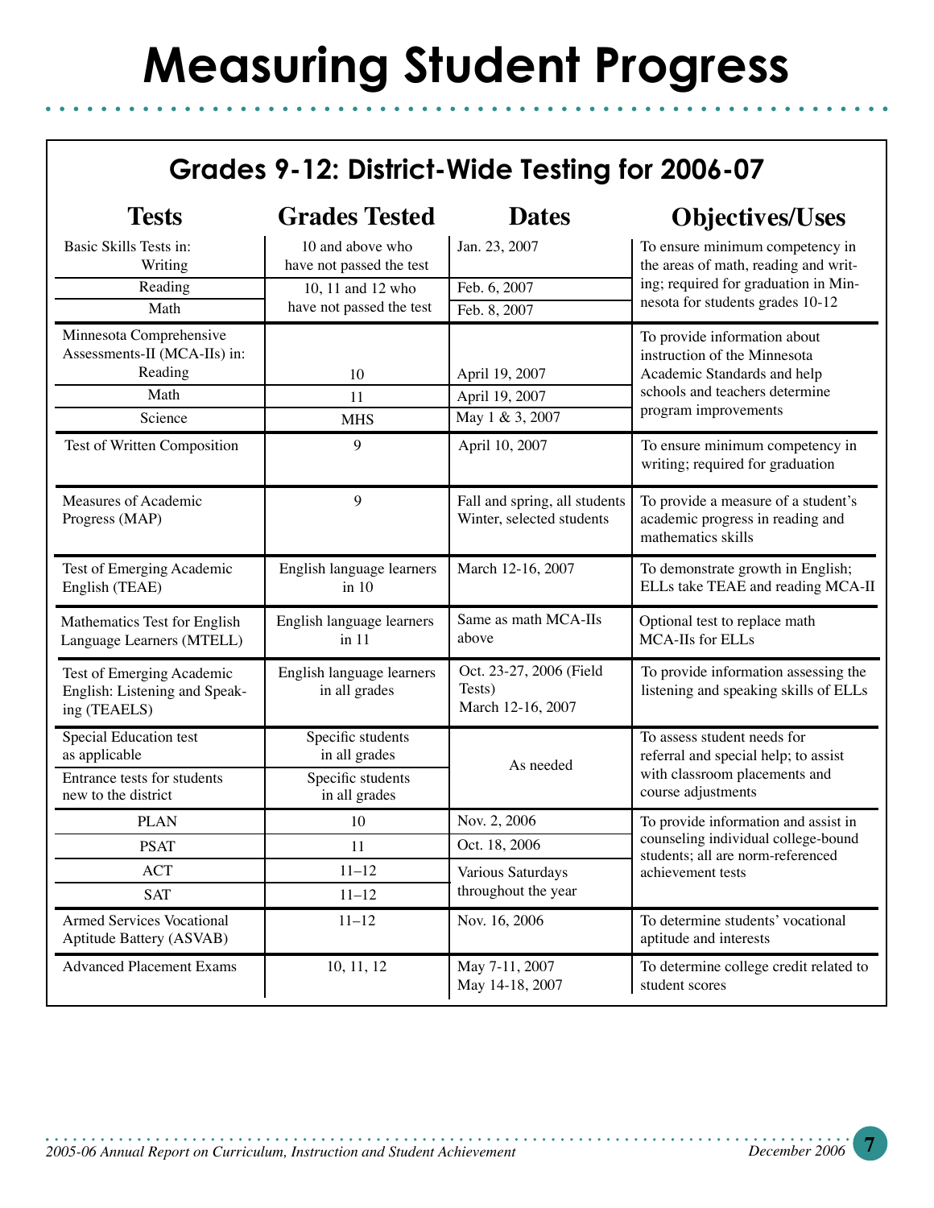# Measuring Student Progress

## Grades 9-12: District-Wide Testing for 2006-07

| Tests | Grades Tested | Dates | Objectives/Uses |
|---|---|---|---|
| Basic Skills Tests in: Writing | 10 and above who have not passed the test | Jan. 23, 2007 | To ensure minimum competency in the areas of math, reading and writing; required for graduation in Minnesota for students grades 10-12 |
| Reading | 10, 11 and 12 who have not passed the test | Feb. 6, 2007 | |
| Math | | Feb. 8, 2007 | |
| Minnesota Comprehensive Assessments-II (MCA-IIs) in: Reading | 10 | April 19, 2007 | To provide information about instruction of the Minnesota Academic Standards and help schools and teachers determine program improvements |
| Math | 11 | April 19, 2007 | |
| Science | MHS | May 1 & 3, 2007 | |
| Test of Written Composition | 9 | April 10, 2007 | To ensure minimum competency in writing; required for graduation |
| Measures of Academic Progress (MAP) | 9 | Fall and spring, all students<br>Winter, selected students | To provide a measure of a student's academic progress in reading and mathematics skills |
| Test of Emerging Academic English (TEAE) | English language learners in 10 | March 12-16, 2007 | To demonstrate growth in English; ELLs take TEAE and reading MCA-II |
| Mathematics Test for English Language Learners (MTELL) | English language learners in 11 | Same as math MCA-IIs above | Optional test to replace math MCA-IIs for ELLs |
| Test of Emerging Academic English: Listening and Speaking (TEAELS) | English language learners in all grades | Oct. 23-27, 2006 (Field Tests)<br>March 12-16, 2007 | To provide information assessing the listening and speaking skills of ELLs |
| Special Education test as applicable | Specific students in all grades | As needed | To assess student needs for referral and special help; to assist with classroom placements and course adjustments |
| Entrance tests for students new to the district | Specific students in all grades | | |
| PLAN | 10 | Nov. 2, 2006 | To provide information and assist in counseling individual college-bound students; all are norm-referenced achievement tests |
| PSAT | 11 | Oct. 18, 2006 | |
| ACT | 11–12 | Various Saturdays throughout the year | |
| SAT | 11–12 | | |
| Armed Services Vocational Aptitude Battery (ASVAB) | 11–12 | Nov. 16, 2006 | To determine students' vocational aptitude and interests |
| Advanced Placement Exams | 10, 11, 12 | May 7-11, 2007<br>May 14-18, 2007 | To determine college credit related to student scores |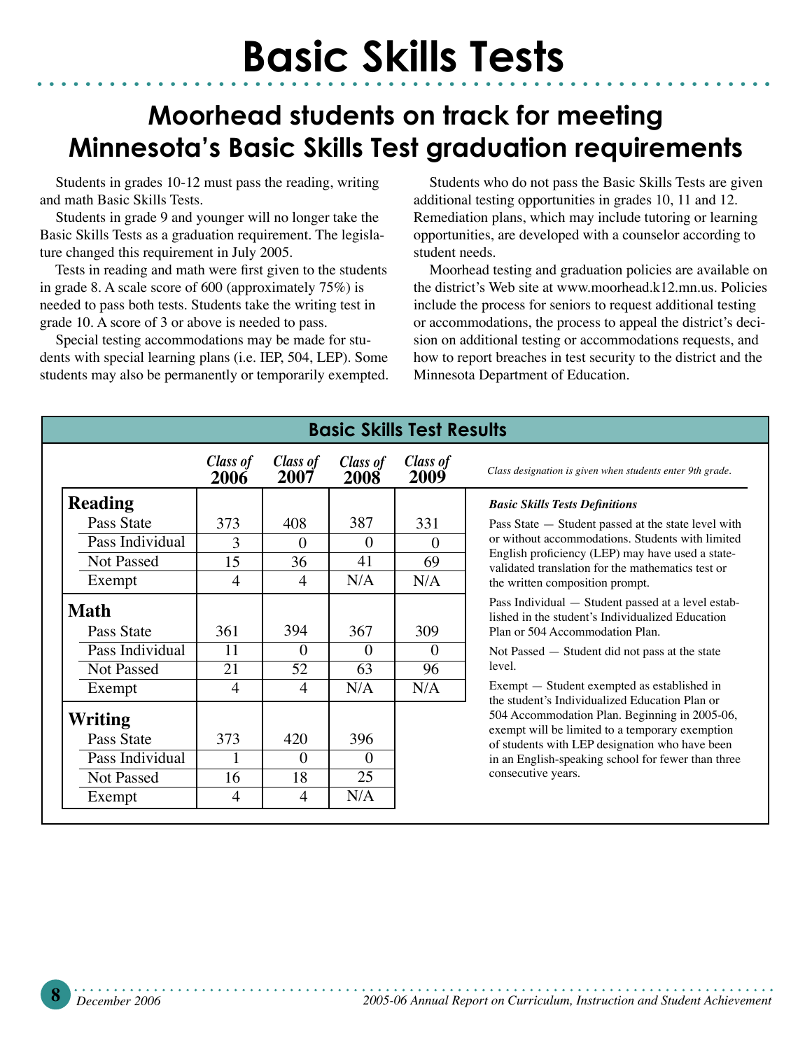# Basic Skills Tests

## Moorhead students on track for meeting Minnesota's Basic Skills Test graduation requirements

Students in grades 10-12 must pass the reading, writing and math Basic Skills Tests.

Students in grade 9 and younger will no longer take the Basic Skills Tests as a graduation requirement. The legislature changed this requirement in July 2005.

Tests in reading and math were first given to the students in grade 8. A scale score of 600 (approximately 75%) is needed to pass both tests. Students take the writing test in grade 10. A score of 3 or above is needed to pass.

Special testing accommodations may be made for students with special learning plans (i.e. IEP, 504, LEP). Some students may also be permanently or temporarily exempted.

Students who do not pass the Basic Skills Tests are given additional testing opportunities in grades 10, 11 and 12. Remediation plans, which may include tutoring or learning opportunities, are developed with a counselor according to student needs.

Moorhead testing and graduation policies are available on the district's Web site at www.moorhead.k12.mn.us. Policies include the process for seniors to request additional testing or accommodations, the process to appeal the district's decision on additional testing or accommodations requests, and how to report breaches in test security to the district and the Minnesota Department of Education.

### Basic Skills Test Results

| | Class of 2006 | Class of 2007 | Class of 2008 | Class of 2009 |
|---|---|---|---|---|
| **Reading** | | | | |
| Pass State | 373 | 408 | 387 | 331 |
| Pass Individual | 3 | 0 | 0 | 0 |
| Not Passed | 15 | 36 | 41 | 69 |
| Exempt | 4 | 4 | N/A | N/A |
| **Math** | | | | |
| Pass State | 361 | 394 | 367 | 309 |
| Pass Individual | 11 | 0 | 0 | 0 |
| Not Passed | 21 | 52 | 63 | 96 |
| Exempt | 4 | 4 | N/A | N/A |
| **Writing** | | | | |
| Pass State | 373 | 420 | 396 | |
| Pass Individual | 1 | 0 | 0 | |
| Not Passed | 16 | 18 | 25 | |
| Exempt | 4 | 4 | N/A | |

*Class designation is given when students enter 9th grade.*

***Basic Skills Tests Definitions***

Pass State — Student passed at the state level with or without accommodations. Students with limited English proficiency (LEP) may have used a state-validated translation for the mathematics test or the written composition prompt.

Pass Individual — Student passed at a level established in the student's Individualized Education Plan or 504 Accommodation Plan.

Not Passed — Student did not pass at the state level.

Exempt — Student exempted as established in the student's Individualized Education Plan or 504 Accommodation Plan. Beginning in 2005-06, exempt will be limited to a temporary exemption of students with LEP designation who have been in an English-speaking school for fewer than three consecutive years.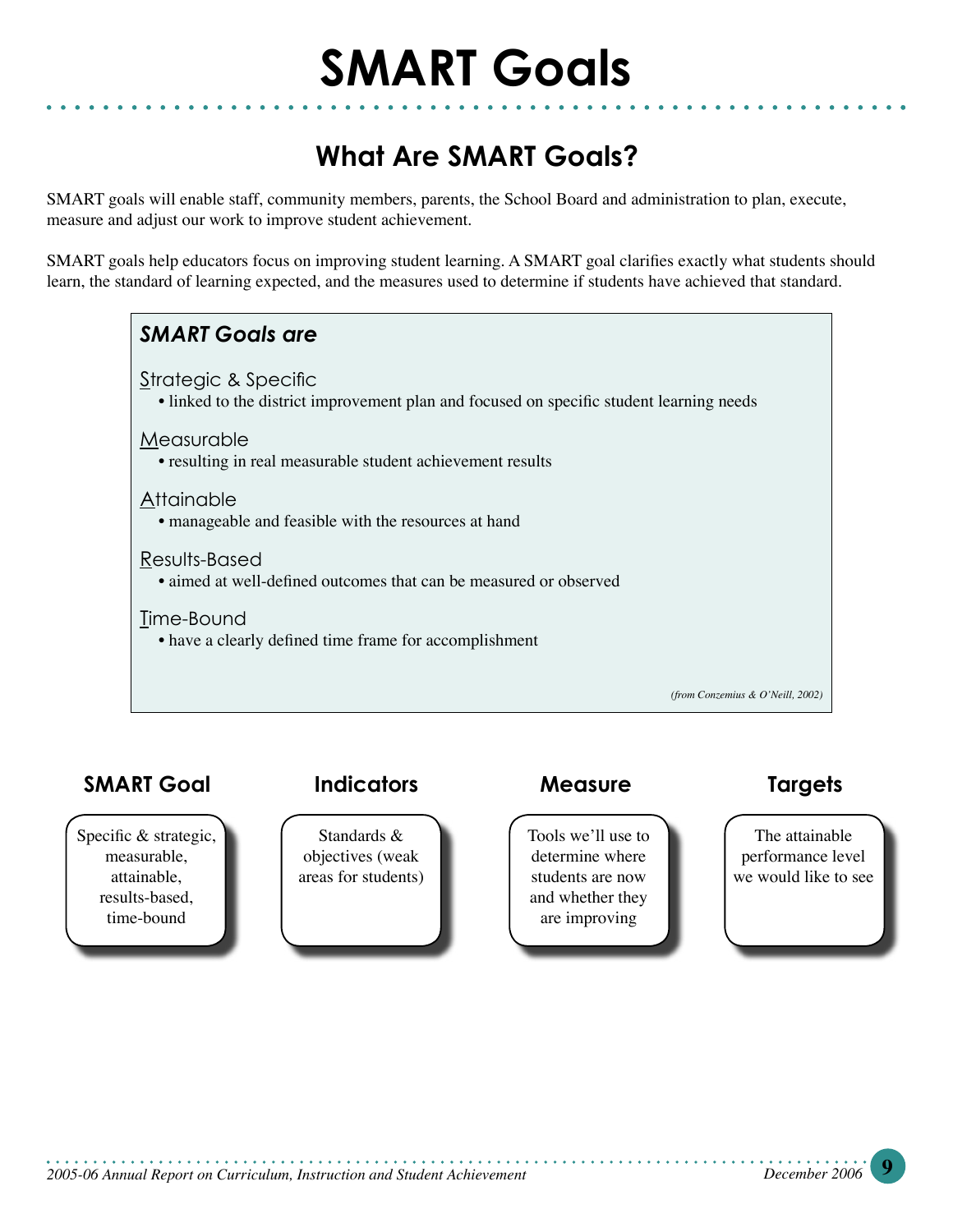# SMART Goals

## What Are SMART Goals?

SMART goals will enable staff, community members, parents, the School Board and administration to plan, execute, measure and adjust our work to improve student achievement.

SMART goals help educators focus on improving student learning. A SMART goal clarifies exactly what students should learn, the standard of learning expected, and the measures used to determine if students have achieved that standard.

### *SMART Goals are*

Strategic & Specific
- linked to the district improvement plan and focused on specific student learning needs

Measurable
- resulting in real measurable student achievement results

Attainable
- manageable and feasible with the resources at hand

Results-Based
- aimed at well-defined outcomes that can be measured or observed

Time-Bound
- have a clearly defined time frame for accomplishment

*(from Conzemius & O'Neill, 2002)*

| SMART Goal | Indicators | Measure | Targets |
|---|---|---|---|
| Specific & strategic, measurable, attainable, results-based, time-bound | Standards & objectives (weak areas for students) | Tools we'll use to determine where students are now and whether they are improving | The attainable performance level we would like to see |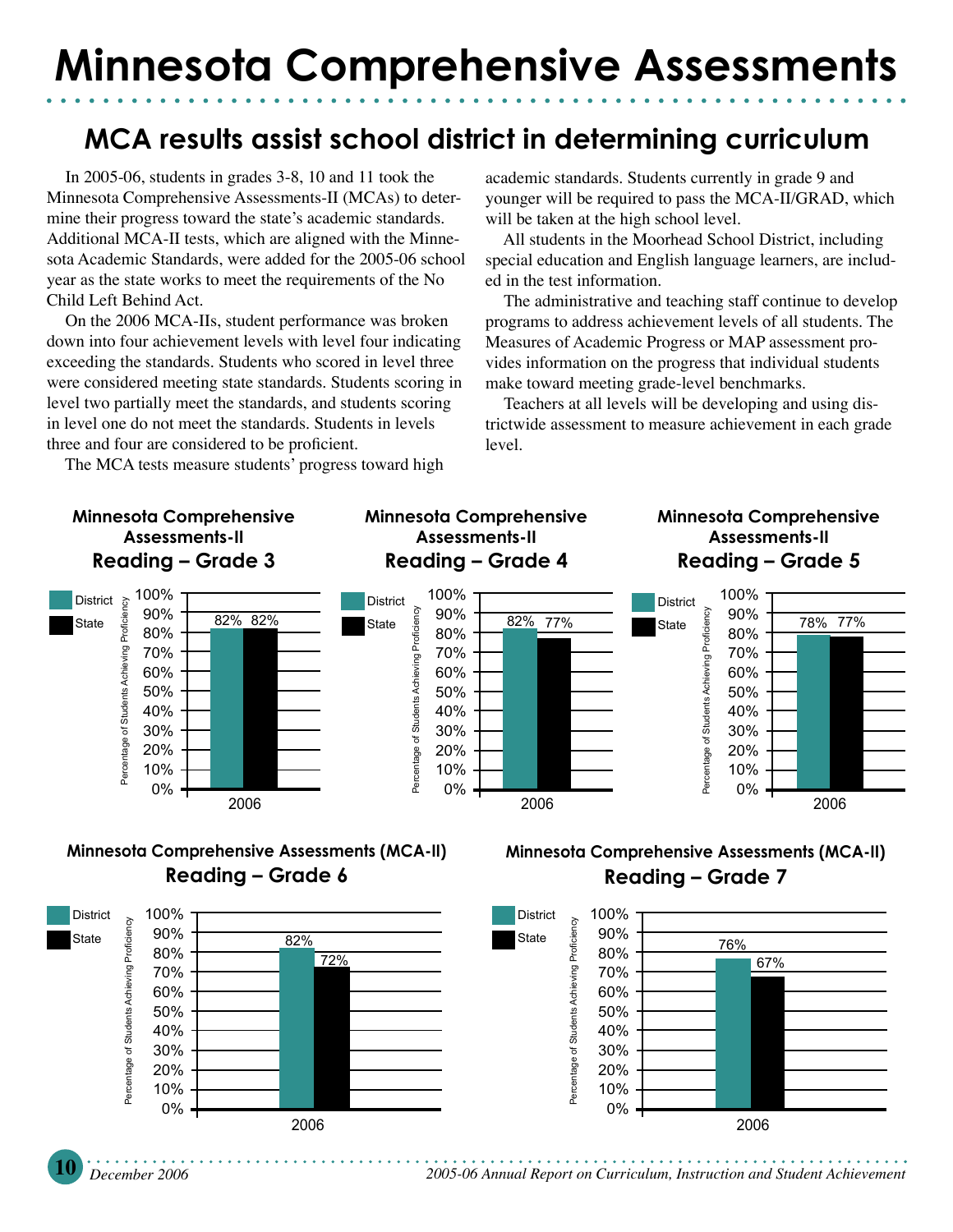# Minnesota Comprehensive Assessments

## MCA results assist school district in determining curriculum

In 2005-06, students in grades 3-8, 10 and 11 took the Minnesota Comprehensive Assessments-II (MCAs) to determine their progress toward the state's academic standards. Additional MCA-II tests, which are aligned with the Minnesota Academic Standards, were added for the 2005-06 school year as the state works to meet the requirements of the No Child Left Behind Act.

On the 2006 MCA-IIs, student performance was broken down into four achievement levels with level four indicating exceeding the standards. Students who scored in level three were considered meeting state standards. Students scoring in level two partially meet the standards, and students scoring in level one do not meet the standards. Students in levels three and four are considered to be proficient.

The MCA tests measure students' progress toward high academic standards. Students currently in grade 9 and younger will be required to pass the MCA-II/GRAD, which will be taken at the high school level.

All students in the Moorhead School District, including special education and English language learners, are included in the test information.

The administrative and teaching staff continue to develop programs to address achievement levels of all students. The Measures of Academic Progress or MAP assessment provides information on the progress that individual students make toward meeting grade-level benchmarks.

Teachers at all levels will be developing and using districtwide assessment to measure achievement in each grade level.

### Minnesota Comprehensive Assessments-II
### Reading – Grade 3

Percentage of Students Achieving Proficiency

| 2006 | District | State |
|---|---|---|
| Reading – Grade 3 | 82% | 82% |

### Minnesota Comprehensive Assessments-II
### Reading – Grade 4

Percentage of Students Achieving Proficiency

| 2006 | District | State |
|---|---|---|
| Reading – Grade 4 | 82% | 77% |

### Minnesota Comprehensive Assessments-II
### Reading – Grade 5

Percentage of Students Achieving Proficiency

| 2006 | District | State |
|---|---|---|
| Reading – Grade 5 | 78% | 77% |

### Minnesota Comprehensive Assessments (MCA-II)
### Reading – Grade 6

Percentage of Students Achieving Proficiency

| 2006 | District | State |
|---|---|---|
| Reading – Grade 6 | 82% | 72% |

### Minnesota Comprehensive Assessments (MCA-II)
### Reading – Grade 7

Percentage of Students Achieving Proficiency

| 2006 | District | State |
|---|---|---|
| Reading – Grade 7 | 76% | 67% |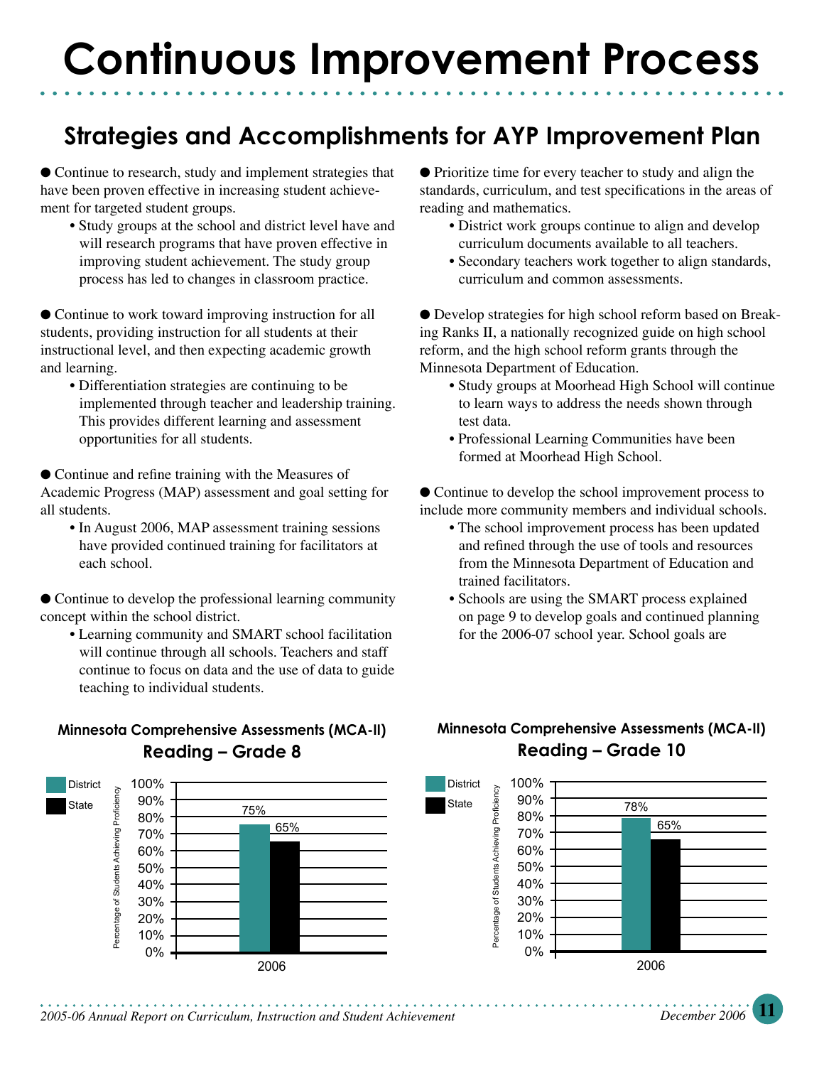# Continuous Improvement Process

## Strategies and Accomplishments for AYP Improvement Plan

- Continue to research, study and implement strategies that have been proven effective in increasing student achievement for targeted student groups.
  - Study groups at the school and district level have and will research programs that have proven effective in improving student achievement. The study group process has led to changes in classroom practice.

- Continue to work toward improving instruction for all students, providing instruction for all students at their instructional level, and then expecting academic growth and learning.
  - Differentiation strategies are continuing to be implemented through teacher and leadership training. This provides different learning and assessment opportunities for all students.

- Continue and refine training with the Measures of Academic Progress (MAP) assessment and goal setting for all students.
  - In August 2006, MAP assessment training sessions have provided continued training for facilitators at each school.

- Continue to develop the professional learning community concept within the school district.
  - Learning community and SMART school facilitation will continue through all schools. Teachers and staff continue to focus on data and the use of data to guide teaching to individual students.

- Prioritize time for every teacher to study and align the standards, curriculum, and test specifications in the areas of reading and mathematics.
  - District work groups continue to align and develop curriculum documents available to all teachers.
  - Secondary teachers work together to align standards, curriculum and common assessments.

- Develop strategies for high school reform based on Breaking Ranks II, a nationally recognized guide on high school reform, and the high school reform grants through the Minnesota Department of Education.
  - Study groups at Moorhead High School will continue to learn ways to address the needs shown through test data.
  - Professional Learning Communities have been formed at Moorhead High School.

- Continue to develop the school improvement process to include more community members and individual schools.
  - The school improvement process has been updated and refined through the use of tools and resources from the Minnesota Department of Education and trained facilitators.
  - Schools are using the SMART process explained on page 9 to develop goals and continued planning for the 2006-07 school year. School goals are

### Minnesota Comprehensive Assessments (MCA-II) Reading – Grade 8

Percentage of Students Achieving Proficiency

| Year | District | State |
|---|---|---|
| 2006 | 75% | 65% |

### Minnesota Comprehensive Assessments (MCA-II) Reading – Grade 10

Percentage of Students Achieving Proficiency

| Year | District | State |
|---|---|---|
| 2006 | 78% | 65% |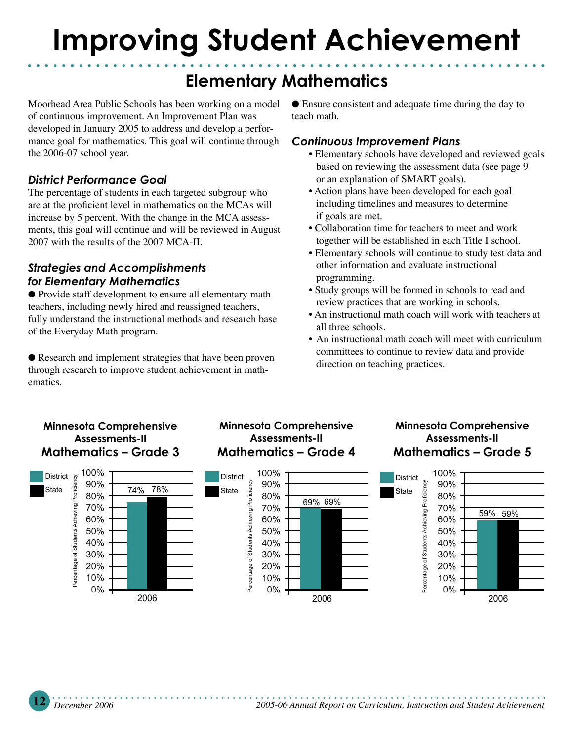# Improving Student Achievement

## Elementary Mathematics

Moorhead Area Public Schools has been working on a model of continuous improvement. An Improvement Plan was developed in January 2005 to address and develop a performance goal for mathematics. This goal will continue through the 2006-07 school year.

### *District Performance Goal*

The percentage of students in each targeted subgroup who are at the proficient level in mathematics on the MCAs will increase by 5 percent. With the change in the MCA assessments, this goal will continue and will be reviewed in August 2007 with the results of the 2007 MCA-II.

### *Strategies and Accomplishments for Elementary Mathematics*

● Provide staff development to ensure all elementary math teachers, including newly hired and reassigned teachers, fully understand the instructional methods and research base of the Everyday Math program.

● Research and implement strategies that have been proven through research to improve student achievement in mathematics.

● Ensure consistent and adequate time during the day to teach math.

### *Continuous Improvement Plans*

- Elementary schools have developed and reviewed goals based on reviewing the assessment data (see page 9 or an explanation of SMART goals).
- Action plans have been developed for each goal including timelines and measures to determine if goals are met.
- Collaboration time for teachers to meet and work together will be established in each Title I school.
- Elementary schools will continue to study test data and other information and evaluate instructional programming.
- Study groups will be formed in schools to read and review practices that are working in schools.
- An instructional math coach will work with teachers at all three schools.
- An instructional math coach will meet with curriculum committees to continue to review data and provide direction on teaching practices.

**Minnesota Comprehensive Assessments-II**
**Mathematics – Grade 3**

Percentage of Students Achieving Proficiency

| Year | District | State |
|---|---|---|
| 2006 | 74% | 78% |

**Minnesota Comprehensive Assessments-II**
**Mathematics – Grade 4**

Percentage of Students Achieving Proficiency

| Year | District | State |
|---|---|---|
| 2006 | 69% | 69% |

**Minnesota Comprehensive Assessments-II**
**Mathematics – Grade 5**

Percentage of Students Achieving Proficiency

| Year | District | State |
|---|---|---|
| 2006 | 59% | 59% |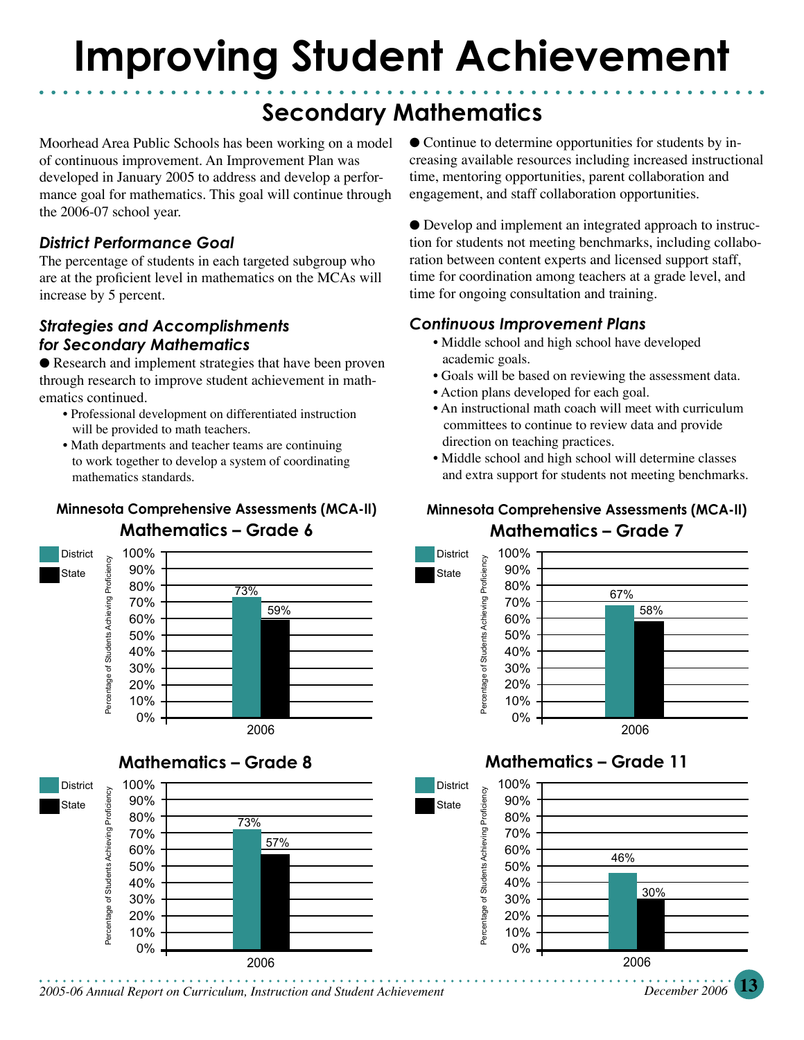# Improving Student Achievement

## Secondary Mathematics

Moorhead Area Public Schools has been working on a model of continuous improvement. An Improvement Plan was developed in January 2005 to address and develop a performance goal for mathematics. This goal will continue through the 2006-07 school year.

### *District Performance Goal*

The percentage of students in each targeted subgroup who are at the proficient level in mathematics on the MCAs will increase by 5 percent.

### *Strategies and Accomplishments for Secondary Mathematics*

● Research and implement strategies that have been proven through research to improve student achievement in mathematics continued.

- Professional development on differentiated instruction will be provided to math teachers.
- Math departments and teacher teams are continuing to work together to develop a system of coordinating mathematics standards.

● Continue to determine opportunities for students by increasing available resources including increased instructional time, mentoring opportunities, parent collaboration and engagement, and staff collaboration opportunities.

● Develop and implement an integrated approach to instruction for students not meeting benchmarks, including collaboration between content experts and licensed support staff, time for coordination among teachers at a grade level, and time for ongoing consultation and training.

### *Continuous Improvement Plans*

- Middle school and high school have developed academic goals.
- Goals will be based on reviewing the assessment data.
- Action plans developed for each goal.
- An instructional math coach will meet with curriculum committees to continue to review data and provide direction on teaching practices.
- Middle school and high school will determine classes and extra support for students not meeting benchmarks.

**Minnesota Comprehensive Assessments (MCA-II)**

**Mathematics – Grade 6**

Percentage of Students Achieving Proficiency

| 2006 | District | State |
|---|---|---|
| Grade 6 | 73% | 59% |

**Minnesota Comprehensive Assessments (MCA-II)**

**Mathematics – Grade 7**

Percentage of Students Achieving Proficiency

| 2006 | District | State |
|---|---|---|
| Grade 7 | 67% | 58% |

**Mathematics – Grade 8**

Percentage of Students Achieving Proficiency

| 2006 | District | State |
|---|---|---|
| Grade 8 | 73% | 57% |

**Mathematics – Grade 11**

Percentage of Students Achieving Proficiency

| 2006 | District | State |
|---|---|---|
| Grade 11 | 46% | 30% |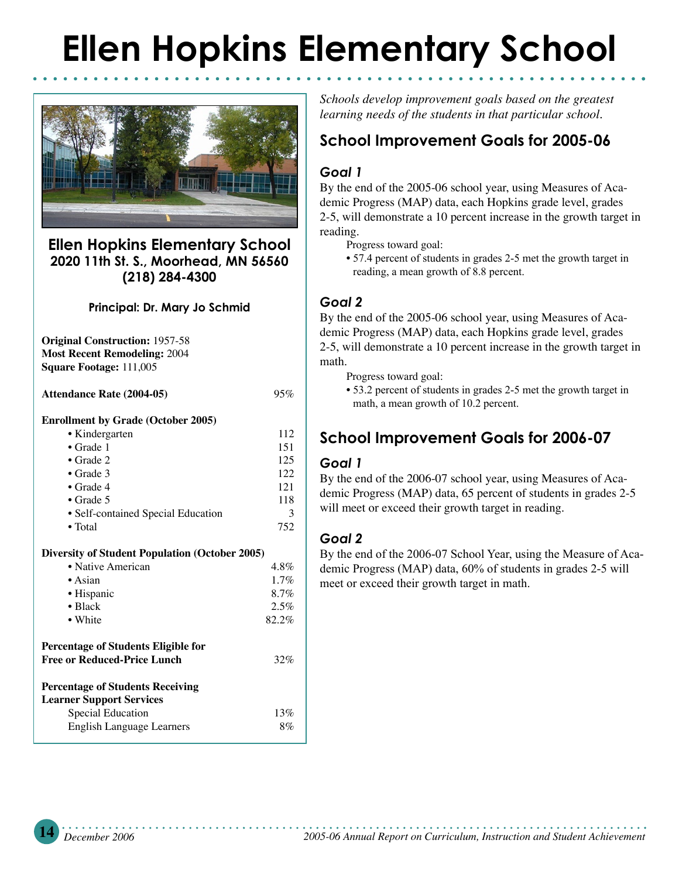# Ellen Hopkins Elementary School

## Ellen Hopkins Elementary School

**2020 11th St. S., Moorhead, MN 56560**
**(218) 284-4300**

**Principal: Dr. Mary Jo Schmid**

**Original Construction:** 1957-58
**Most Recent Remodeling:** 2004
**Square Footage:** 111,005

| | |
|---|---|
| **Attendance Rate (2004-05)** | 95% |
| **Enrollment by Grade (October 2005)** | |
| • Kindergarten | 112 |
| • Grade 1 | 151 |
| • Grade 2 | 125 |
| • Grade 3 | 122 |
| • Grade 4 | 121 |
| • Grade 5 | 118 |
| • Self-contained Special Education | 3 |
| • Total | 752 |
| **Diversity of Student Population (October 2005)** | |
| • Native American | 4.8% |
| • Asian | 1.7% |
| • Hispanic | 8.7% |
| • Black | 2.5% |
| • White | 82.2% |
| **Percentage of Students Eligible for Free or Reduced-Price Lunch** | 32% |
| **Percentage of Students Receiving Learner Support Services** | |
| Special Education | 13% |
| English Language Learners | 8% |

*Schools develop improvement goals based on the greatest learning needs of the students in that particular school.*

## School Improvement Goals for 2005-06

### *Goal 1*

By the end of the 2005-06 school year, using Measures of Academic Progress (MAP) data, each Hopkins grade level, grades 2-5, will demonstrate a 10 percent increase in the growth target in reading.

Progress toward goal:

- 57.4 percent of students in grades 2-5 met the growth target in reading, a mean growth of 8.8 percent.

### *Goal 2*

By the end of the 2005-06 school year, using Measures of Academic Progress (MAP) data, each Hopkins grade level, grades 2-5, will demonstrate a 10 percent increase in the growth target in math.

Progress toward goal:

- 53.2 percent of students in grades 2-5 met the growth target in math, a mean growth of 10.2 percent.

## School Improvement Goals for 2006-07

### *Goal 1*

By the end of the 2006-07 school year, using Measures of Academic Progress (MAP) data, 65 percent of students in grades 2-5 will meet or exceed their growth target in reading.

### *Goal 2*

By the end of the 2006-07 School Year, using the Measure of Academic Progress (MAP) data, 60% of students in grades 2-5 will meet or exceed their growth target in math.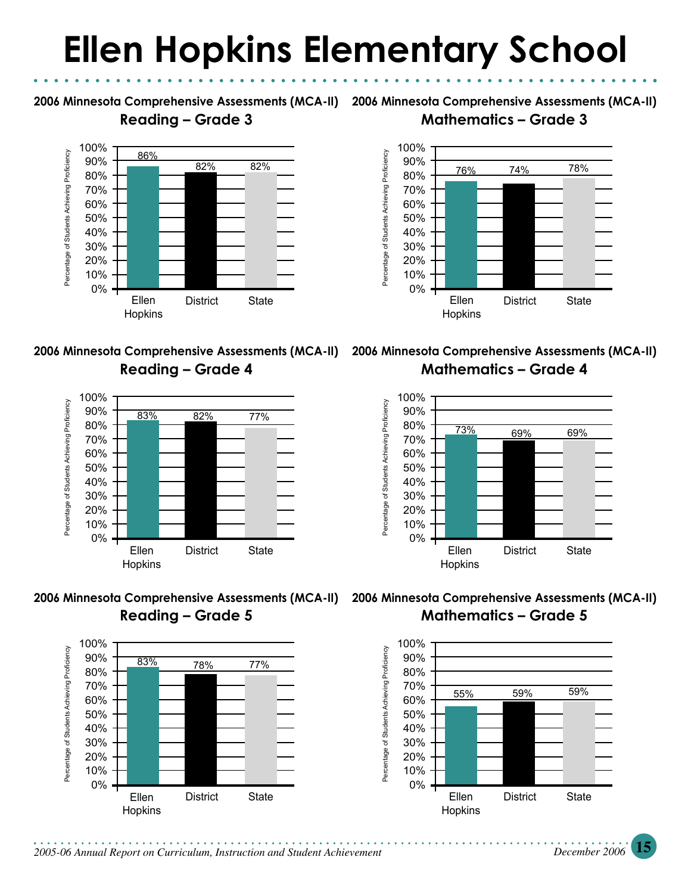# Ellen Hopkins Elementary School

### 2006 Minnesota Comprehensive Assessments (MCA-II)
**Reading – Grade 3**

| | Percentage of Students Achieving Proficiency |
|---|---|
| Ellen Hopkins | 86% |
| District | 82% |
| State | 82% |

### 2006 Minnesota Comprehensive Assessments (MCA-II)
**Mathematics – Grade 3**

| | Percentage of Students Achieving Proficiency |
|---|---|
| Ellen Hopkins | 76% |
| District | 74% |
| State | 78% |

### 2006 Minnesota Comprehensive Assessments (MCA-II)
**Reading – Grade 4**

| | Percentage of Students Achieving Proficiency |
|---|---|
| Ellen Hopkins | 83% |
| District | 82% |
| State | 77% |

### 2006 Minnesota Comprehensive Assessments (MCA-II)
**Mathematics – Grade 4**

| | Percentage of Students Achieving Proficiency |
|---|---|
| Ellen Hopkins | 73% |
| District | 69% |
| State | 69% |

### 2006 Minnesota Comprehensive Assessments (MCA-II)
**Reading – Grade 5**

| | Percentage of Students Achieving Proficiency |
|---|---|
| Ellen Hopkins | 83% |
| District | 78% |
| State | 77% |

### 2006 Minnesota Comprehensive Assessments (MCA-II)
**Mathematics – Grade 5**

| | Percentage of Students Achieving Proficiency |
|---|---|
| Ellen Hopkins | 55% |
| District | 59% |
| State | 59% |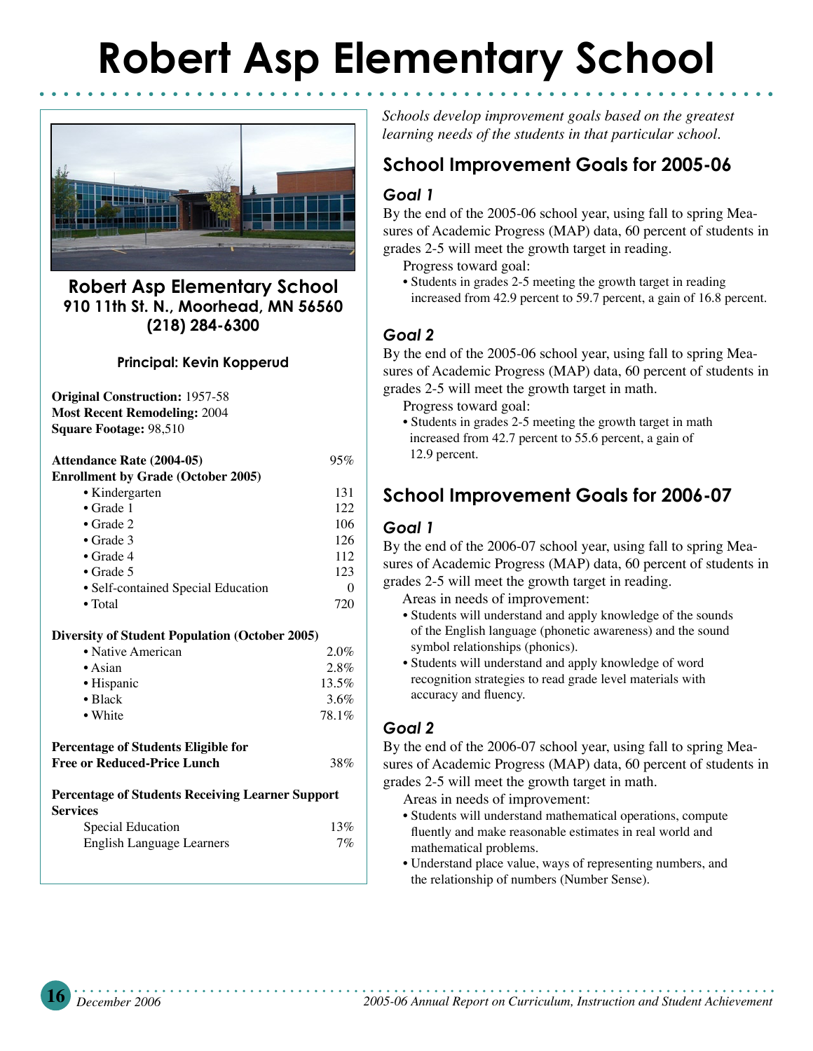# Robert Asp Elementary School

## Robert Asp Elementary School
**910 11th St. N., Moorhead, MN 56560**
**(218) 284-6300**

**Principal: Kevin Kopperud**

**Original Construction:** 1957-58
**Most Recent Remodeling:** 2004
**Square Footage:** 98,510

| **Attendance Rate (2004-05)** | 95% |
|---|---|
| **Enrollment by Grade (October 2005)** | |
| • Kindergarten | 131 |
| • Grade 1 | 122 |
| • Grade 2 | 106 |
| • Grade 3 | 126 |
| • Grade 4 | 112 |
| • Grade 5 | 123 |
| • Self-contained Special Education | 0 |
| • Total | 720 |

| **Diversity of Student Population (October 2005)** | |
|---|---|
| • Native American | 2.0% |
| • Asian | 2.8% |
| • Hispanic | 13.5% |
| • Black | 3.6% |
| • White | 78.1% |

| **Percentage of Students Eligible for Free or Reduced-Price Lunch** | 38% |
|---|---|

| **Percentage of Students Receiving Learner Support Services** | |
|---|---|
| Special Education | 13% |
| English Language Learners | 7% |

*Schools develop improvement goals based on the greatest learning needs of the students in that particular school.*

## School Improvement Goals for 2005-06

### *Goal 1*

By the end of the 2005-06 school year, using fall to spring Measures of Academic Progress (MAP) data, 60 percent of students in grades 2-5 will meet the growth target in reading.

Progress toward goal:

- Students in grades 2-5 meeting the growth target in reading increased from 42.9 percent to 59.7 percent, a gain of 16.8 percent.

### *Goal 2*

By the end of the 2005-06 school year, using fall to spring Measures of Academic Progress (MAP) data, 60 percent of students in grades 2-5 will meet the growth target in math.

Progress toward goal:

- Students in grades 2-5 meeting the growth target in math increased from 42.7 percent to 55.6 percent, a gain of 12.9 percent.

## School Improvement Goals for 2006-07

### *Goal 1*

By the end of the 2006-07 school year, using fall to spring Measures of Academic Progress (MAP) data, 60 percent of students in grades 2-5 will meet the growth target in reading.

Areas in needs of improvement:

- Students will understand and apply knowledge of the sounds of the English language (phonetic awareness) and the sound symbol relationships (phonics).
- Students will understand and apply knowledge of word recognition strategies to read grade level materials with accuracy and fluency.

### *Goal 2*

By the end of the 2006-07 school year, using fall to spring Measures of Academic Progress (MAP) data, 60 percent of students in grades 2-5 will meet the growth target in math.

Areas in needs of improvement:

- Students will understand mathematical operations, compute fluently and make reasonable estimates in real world and mathematical problems.
- Understand place value, ways of representing numbers, and the relationship of numbers (Number Sense).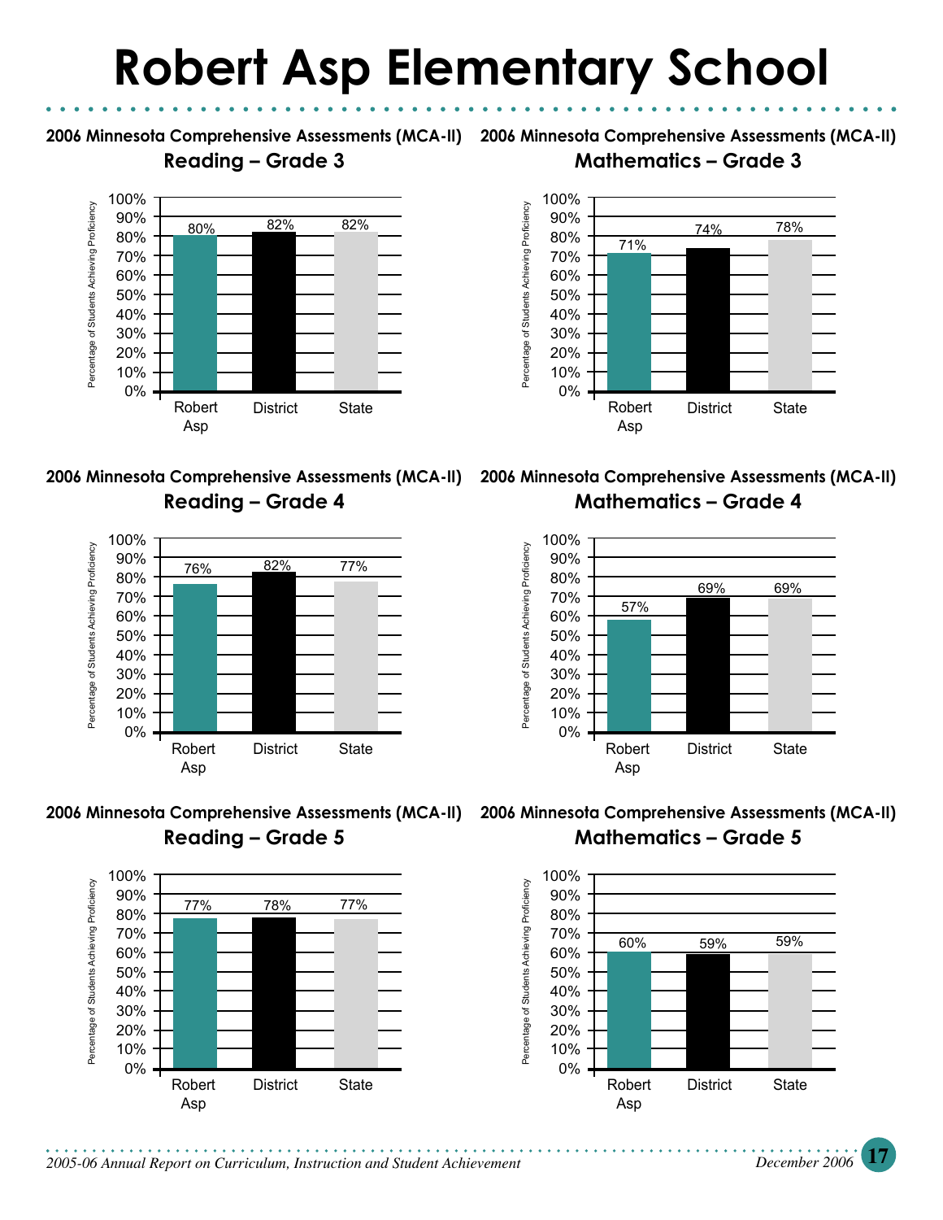# Robert Asp Elementary School

### 2006 Minnesota Comprehensive Assessments (MCA-II)
#### Reading – Grade 3

Percentage of Students Achieving Proficiency

| Robert Asp | District | State |
|---|---|---|
| 80% | 82% | 82% |

### 2006 Minnesota Comprehensive Assessments (MCA-II)
#### Mathematics – Grade 3

Percentage of Students Achieving Proficiency

| Robert Asp | District | State |
|---|---|---|
| 71% | 74% | 78% |

### 2006 Minnesota Comprehensive Assessments (MCA-II)
#### Reading – Grade 4

Percentage of Students Achieving Proficiency

| Robert Asp | District | State |
|---|---|---|
| 76% | 82% | 77% |

### 2006 Minnesota Comprehensive Assessments (MCA-II)
#### Mathematics – Grade 4

Percentage of Students Achieving Proficiency

| Robert Asp | District | State |
|---|---|---|
| 57% | 69% | 69% |

### 2006 Minnesota Comprehensive Assessments (MCA-II)
#### Reading – Grade 5

Percentage of Students Achieving Proficiency

| Robert Asp | District | State |
|---|---|---|
| 77% | 78% | 77% |

### 2006 Minnesota Comprehensive Assessments (MCA-II)
#### Mathematics – Grade 5

Percentage of Students Achieving Proficiency

| Robert Asp | District | State |
|---|---|---|
| 60% | 59% | 59% |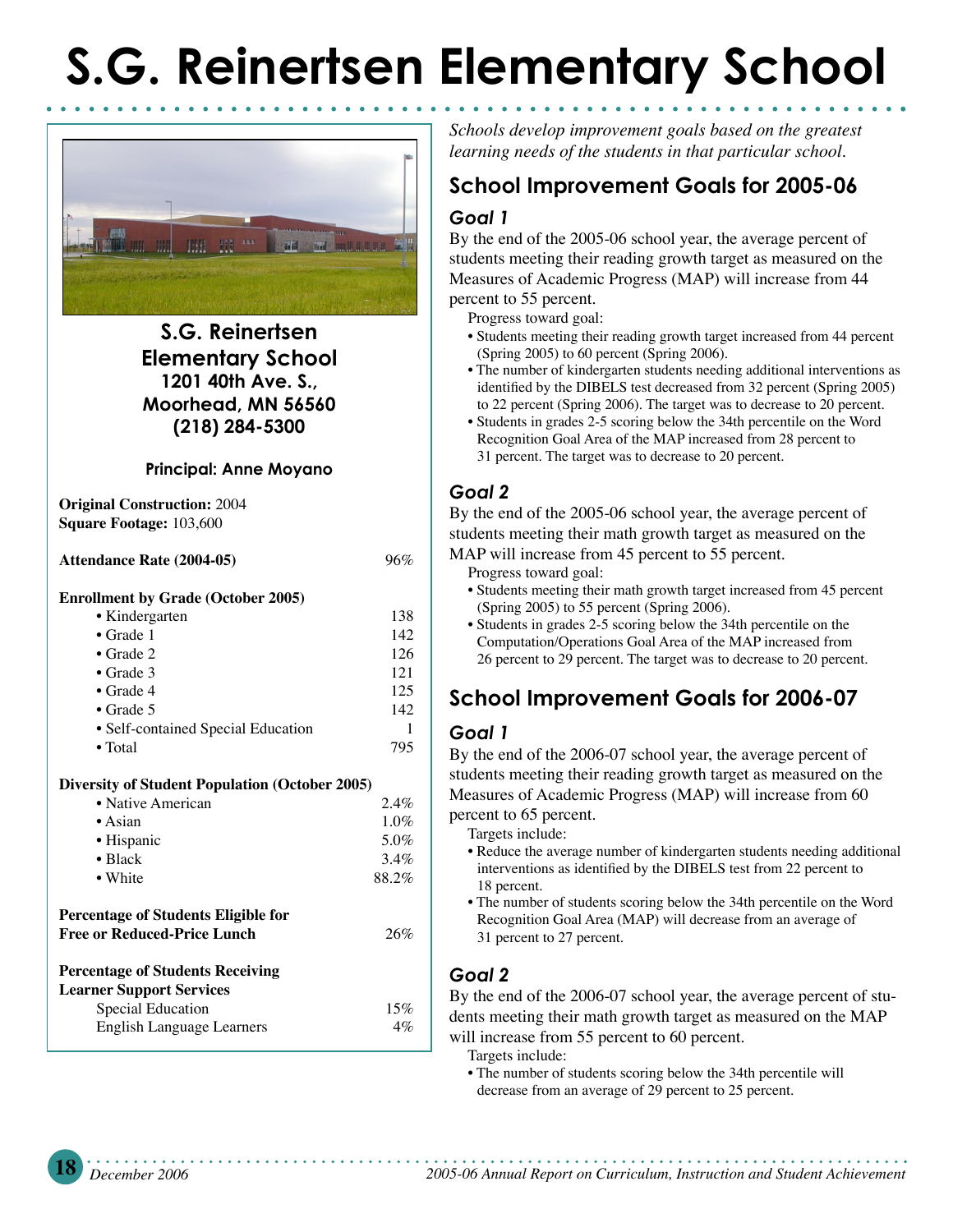# S.G. Reinertsen Elementary School

**S.G. Reinertsen Elementary School**
**1201 40th Ave. S.,**
**Moorhead, MN 56560**
**(218) 284-5300**

**Principal: Anne Moyano**

**Original Construction:** 2004
**Square Footage:** 103,600

| | |
|---|---|
| **Attendance Rate (2004-05)** | 96% |
| **Enrollment by Grade (October 2005)** | |
| • Kindergarten | 138 |
| • Grade 1 | 142 |
| • Grade 2 | 126 |
| • Grade 3 | 121 |
| • Grade 4 | 125 |
| • Grade 5 | 142 |
| • Self-contained Special Education | 1 |
| • Total | 795 |
| **Diversity of Student Population (October 2005)** | |
| • Native American | 2.4% |
| • Asian | 1.0% |
| • Hispanic | 5.0% |
| • Black | 3.4% |
| • White | 88.2% |
| **Percentage of Students Eligible for Free or Reduced-Price Lunch** | 26% |
| **Percentage of Students Receiving Learner Support Services** | |
| Special Education | 15% |
| English Language Learners | 4% |

*Schools develop improvement goals based on the greatest learning needs of the students in that particular school.*

## School Improvement Goals for 2005-06

### Goal 1

By the end of the 2005-06 school year, the average percent of students meeting their reading growth target as measured on the Measures of Academic Progress (MAP) will increase from 44 percent to 55 percent.

Progress toward goal:

- Students meeting their reading growth target increased from 44 percent (Spring 2005) to 60 percent (Spring 2006).
- The number of kindergarten students needing additional interventions as identified by the DIBELS test decreased from 32 percent (Spring 2005) to 22 percent (Spring 2006). The target was to decrease to 20 percent.
- Students in grades 2-5 scoring below the 34th percentile on the Word Recognition Goal Area of the MAP increased from 28 percent to 31 percent. The target was to decrease to 20 percent.

### Goal 2

By the end of the 2005-06 school year, the average percent of students meeting their math growth target as measured on the MAP will increase from 45 percent to 55 percent.

Progress toward goal:

- Students meeting their math growth target increased from 45 percent (Spring 2005) to 55 percent (Spring 2006).
- Students in grades 2-5 scoring below the 34th percentile on the Computation/Operations Goal Area of the MAP increased from 26 percent to 29 percent. The target was to decrease to 20 percent.

## School Improvement Goals for 2006-07

### Goal 1

By the end of the 2006-07 school year, the average percent of students meeting their reading growth target as measured on the Measures of Academic Progress (MAP) will increase from 60 percent to 65 percent.

Targets include:

- Reduce the average number of kindergarten students needing additional interventions as identified by the DIBELS test from 22 percent to 18 percent.
- The number of students scoring below the 34th percentile on the Word Recognition Goal Area (MAP) will decrease from an average of 31 percent to 27 percent.

### Goal 2

By the end of the 2006-07 school year, the average percent of students meeting their math growth target as measured on the MAP will increase from 55 percent to 60 percent.

Targets include:

- The number of students scoring below the 34th percentile will decrease from an average of 29 percent to 25 percent.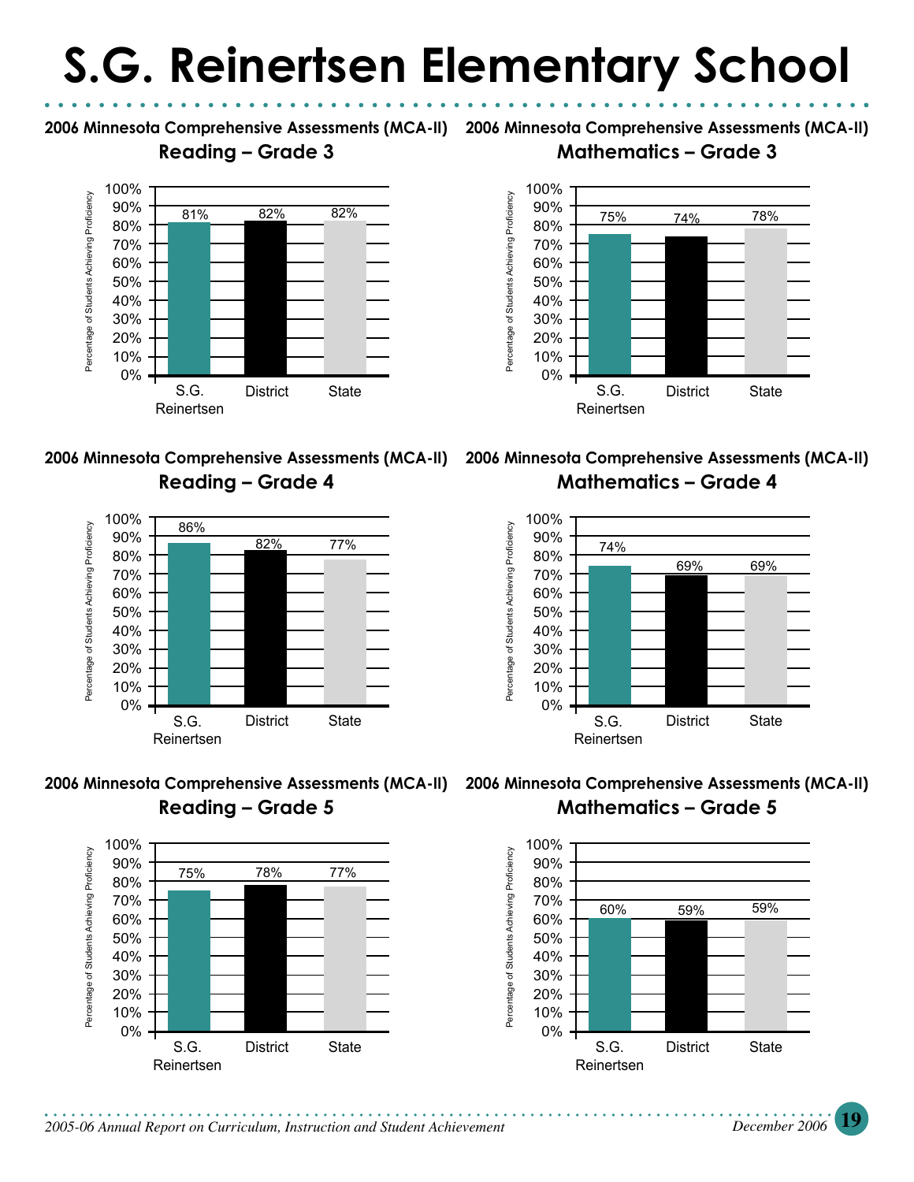# S.G. Reinertsen Elementary School

### 2006 Minnesota Comprehensive Assessments (MCA-II)
**Reading – Grade 3**

Percentage of Students Achieving Proficiency

| | S.G. Reinertsen | District | State |
|---|---|---|---|
| Reading – Grade 3 | 81% | 82% | 82% |

### 2006 Minnesota Comprehensive Assessments (MCA-II)
**Mathematics – Grade 3**

Percentage of Students Achieving Proficiency

| | S.G. Reinertsen | District | State |
|---|---|---|---|
| Mathematics – Grade 3 | 75% | 74% | 78% |

### 2006 Minnesota Comprehensive Assessments (MCA-II)
**Reading – Grade 4**

Percentage of Students Achieving Proficiency

| | S.G. Reinertsen | District | State |
|---|---|---|---|
| Reading – Grade 4 | 86% | 82% | 77% |

### 2006 Minnesota Comprehensive Assessments (MCA-II)
**Mathematics – Grade 4**

Percentage of Students Achieving Proficiency

| | S.G. Reinertsen | District | State |
|---|---|---|---|
| Mathematics – Grade 4 | 74% | 69% | 69% |

### 2006 Minnesota Comprehensive Assessments (MCA-II)
**Reading – Grade 5**

Percentage of Students Achieving Proficiency

| | S.G. Reinertsen | District | State |
|---|---|---|---|
| Reading – Grade 5 | 75% | 78% | 77% |

### 2006 Minnesota Comprehensive Assessments (MCA-II)
**Mathematics – Grade 5**

Percentage of Students Achieving Proficiency

| | S.G. Reinertsen | District | State |
|---|---|---|---|
| Mathematics – Grade 5 | 60% | 59% | 59% |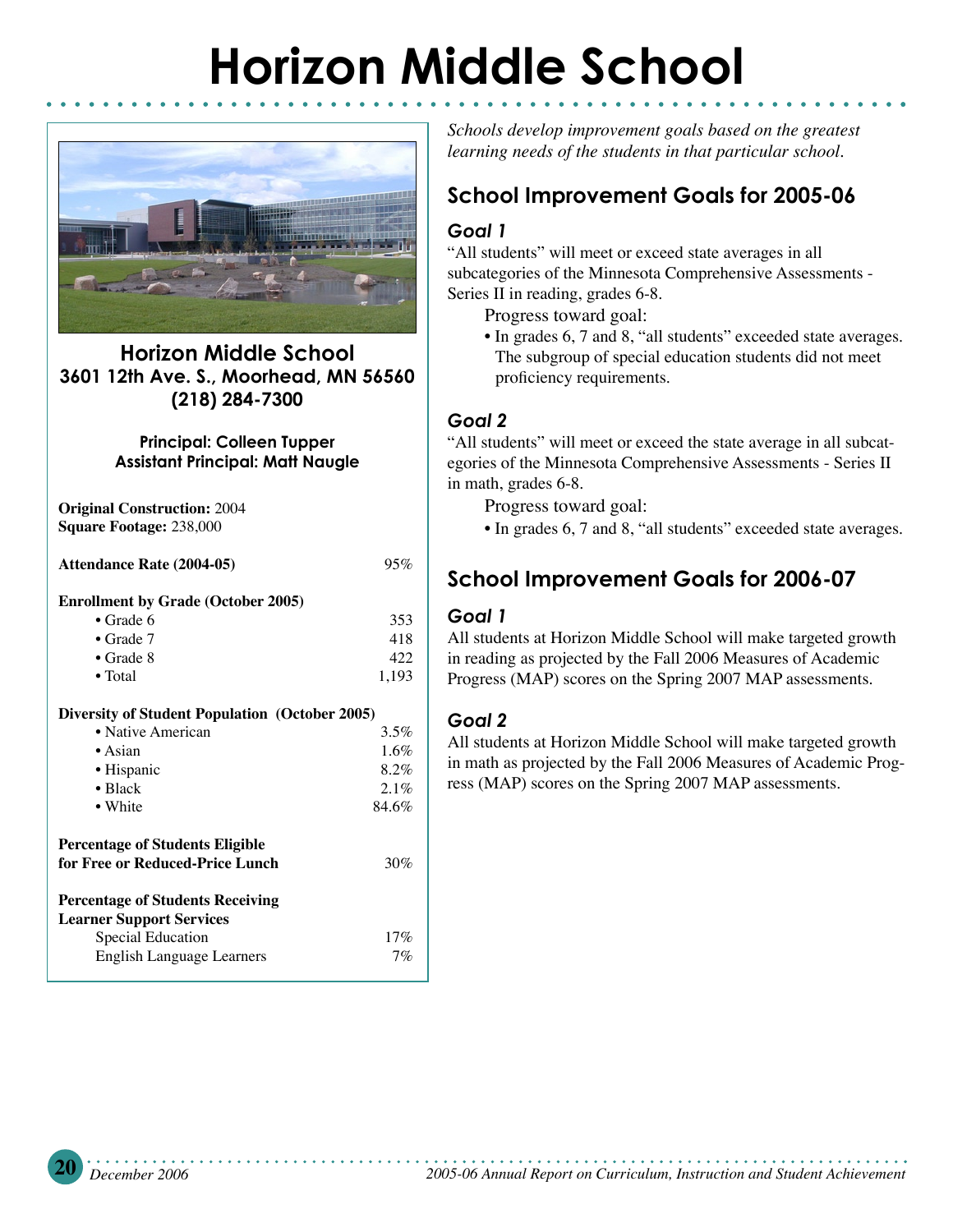# Horizon Middle School

## Horizon Middle School

**3601 12th Ave. S., Moorhead, MN 56560**
**(218) 284-7300**

**Principal: Colleen Tupper**
**Assistant Principal: Matt Naugle**

**Original Construction:** 2004
**Square Footage:** 238,000

| | |
|---|---|
| **Attendance Rate (2004-05)** | 95% |
| **Enrollment by Grade (October 2005)** | |
| • Grade 6 | 353 |
| • Grade 7 | 418 |
| • Grade 8 | 422 |
| • Total | 1,193 |
| **Diversity of Student Population (October 2005)** | |
| • Native American | 3.5% |
| • Asian | 1.6% |
| • Hispanic | 8.2% |
| • Black | 2.1% |
| • White | 84.6% |
| **Percentage of Students Eligible for Free or Reduced-Price Lunch** | 30% |
| **Percentage of Students Receiving Learner Support Services** | |
| Special Education | 17% |
| English Language Learners | 7% |

*Schools develop improvement goals based on the greatest learning needs of the students in that particular school.*

## School Improvement Goals for 2005-06

### *Goal 1*

"All students" will meet or exceed state averages in all subcategories of the Minnesota Comprehensive Assessments - Series II in reading, grades 6-8.

Progress toward goal:

- In grades 6, 7 and 8, "all students" exceeded state averages. The subgroup of special education students did not meet proficiency requirements.

### *Goal 2*

"All students" will meet or exceed the state average in all subcategories of the Minnesota Comprehensive Assessments - Series II in math, grades 6-8.

Progress toward goal:

- In grades 6, 7 and 8, "all students" exceeded state averages.

## School Improvement Goals for 2006-07

### *Goal 1*

All students at Horizon Middle School will make targeted growth in reading as projected by the Fall 2006 Measures of Academic Progress (MAP) scores on the Spring 2007 MAP assessments.

### *Goal 2*

All students at Horizon Middle School will make targeted growth in math as projected by the Fall 2006 Measures of Academic Progress (MAP) scores on the Spring 2007 MAP assessments.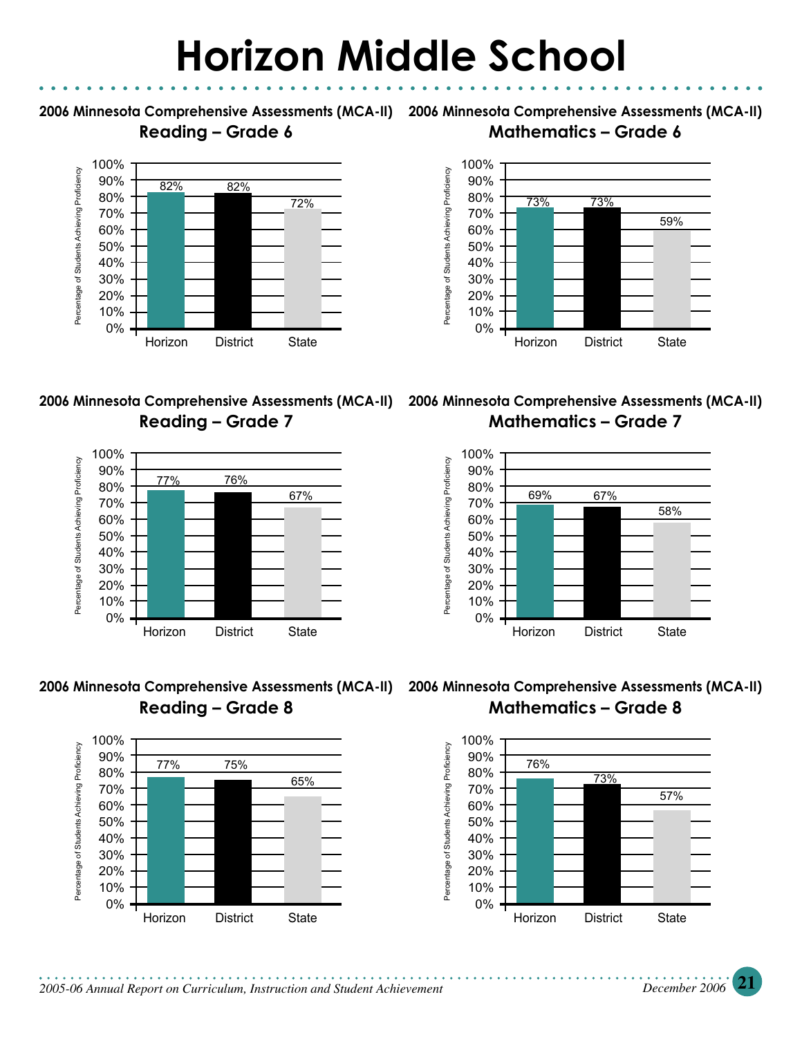# Horizon Middle School

### 2006 Minnesota Comprehensive Assessments (MCA-II)
**Reading – Grade 6**

Percentage of Students Achieving Proficiency

| | Horizon | District | State |
|---|---|---|---|
| Reading – Grade 6 | 82% | 82% | 72% |

### 2006 Minnesota Comprehensive Assessments (MCA-II)
**Mathematics – Grade 6**

Percentage of Students Achieving Proficiency

| | Horizon | District | State |
|---|---|---|---|
| Mathematics – Grade 6 | 73% | 73% | 59% |

### 2006 Minnesota Comprehensive Assessments (MCA-II)
**Reading – Grade 7**

Percentage of Students Achieving Proficiency

| | Horizon | District | State |
|---|---|---|---|
| Reading – Grade 7 | 77% | 76% | 67% |

### 2006 Minnesota Comprehensive Assessments (MCA-II)
**Mathematics – Grade 7**

Percentage of Students Achieving Proficiency

| | Horizon | District | State |
|---|---|---|---|
| Mathematics – Grade 7 | 69% | 67% | 58% |

### 2006 Minnesota Comprehensive Assessments (MCA-II)
**Reading – Grade 8**

Percentage of Students Achieving Proficiency

| | Horizon | District | State |
|---|---|---|---|
| Reading – Grade 8 | 77% | 75% | 65% |

### 2006 Minnesota Comprehensive Assessments (MCA-II)
**Mathematics – Grade 8**

Percentage of Students Achieving Proficiency

| | Horizon | District | State |
|---|---|---|---|
| Mathematics – Grade 8 | 76% | 73% | 57% |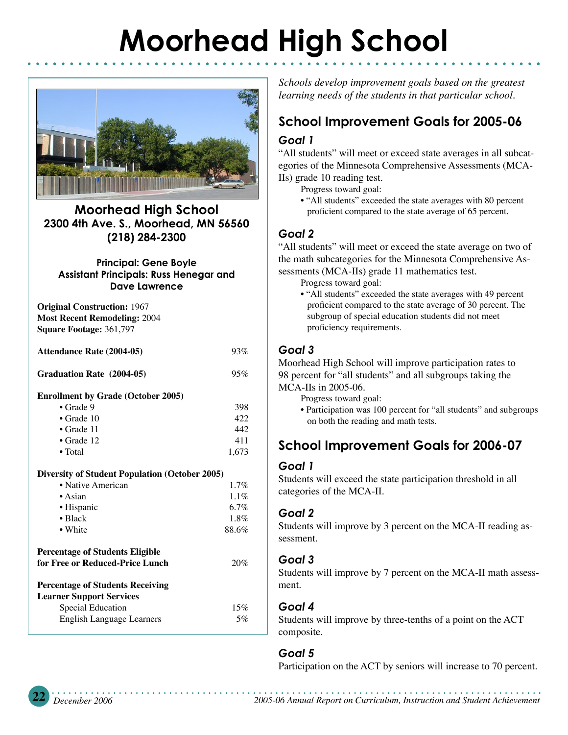# Moorhead High School

## Moorhead High School

**2300 4th Ave. S., Moorhead, MN 56560**
**(218) 284-2300**

**Principal: Gene Boyle**
**Assistant Principals: Russ Henegar and Dave Lawrence**

**Original Construction:** 1967
**Most Recent Remodeling:** 2004
**Square Footage:** 361,797

| | |
|---|---|
| **Attendance Rate (2004-05)** | 93% |
| **Graduation Rate (2004-05)** | 95% |
| **Enrollment by Grade (October 2005)** | |
| • Grade 9 | 398 |
| • Grade 10 | 422 |
| • Grade 11 | 442 |
| • Grade 12 | 411 |
| • Total | 1,673 |
| **Diversity of Student Population (October 2005)** | |
| • Native American | 1.7% |
| • Asian | 1.1% |
| • Hispanic | 6.7% |
| • Black | 1.8% |
| • White | 88.6% |
| **Percentage of Students Eligible for Free or Reduced-Price Lunch** | 20% |
| **Percentage of Students Receiving Learner Support Services** | |
| Special Education | 15% |
| English Language Learners | 5% |

*Schools develop improvement goals based on the greatest learning needs of the students in that particular school.*

## School Improvement Goals for 2005-06

### Goal 1

"All students" will meet or exceed state averages in all subcategories of the Minnesota Comprehensive Assessments (MCA-IIs) grade 10 reading test.

Progress toward goal:

- "All students" exceeded the state averages with 80 percent proficient compared to the state average of 65 percent.

### Goal 2

"All students" will meet or exceed the state average on two of the math subcategories for the Minnesota Comprehensive Assessments (MCA-IIs) grade 11 mathematics test.

Progress toward goal:

- "All students" exceeded the state averages with 49 percent proficient compared to the state average of 30 percent. The subgroup of special education students did not meet proficiency requirements.

### Goal 3

Moorhead High School will improve participation rates to 98 percent for "all students" and all subgroups taking the MCA-IIs in 2005-06.

Progress toward goal:

- Participation was 100 percent for "all students" and subgroups on both the reading and math tests.

## School Improvement Goals for 2006-07

### Goal 1

Students will exceed the state participation threshold in all categories of the MCA-II.

### Goal 2

Students will improve by 3 percent on the MCA-II reading assessment.

### Goal 3

Students will improve by 7 percent on the MCA-II math assessment.

### Goal 4

Students will improve by three-tenths of a point on the ACT composite.

### Goal 5

Participation on the ACT by seniors will increase to 70 percent.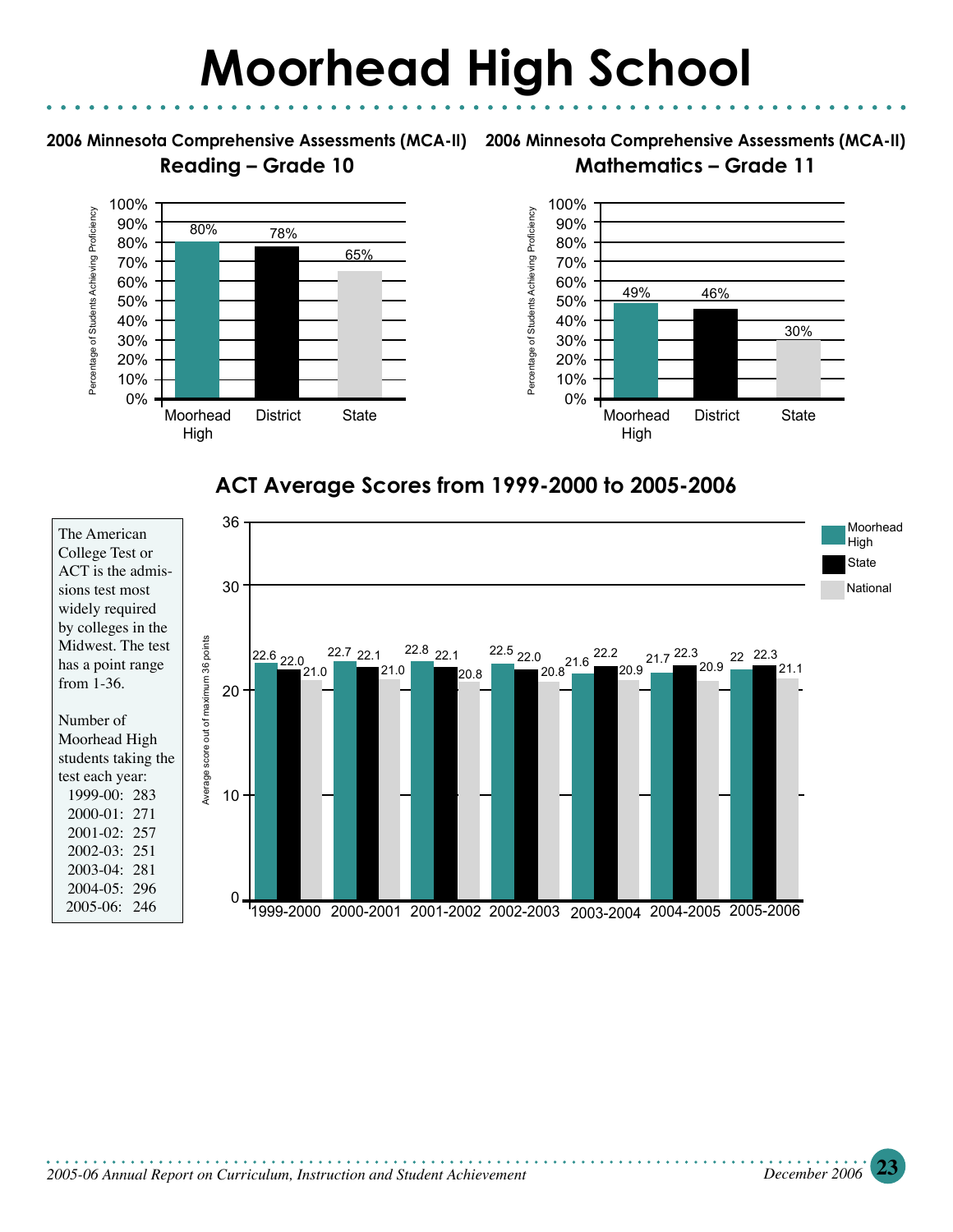# Moorhead High School

### 2006 Minnesota Comprehensive Assessments (MCA-II)
### Reading – Grade 10

Percentage of Students Achieving Proficiency

| Moorhead High | District | State |
|---|---|---|
| 80% | 78% | 65% |

### 2006 Minnesota Comprehensive Assessments (MCA-II)
### Mathematics – Grade 11

Percentage of Students Achieving Proficiency

| Moorhead High | District | State |
|---|---|---|
| 49% | 46% | 30% |

## ACT Average Scores from 1999-2000 to 2005-2006

The American College Test or ACT is the admissions test most widely required by colleges in the Midwest. The test has a point range from 1-36.

Number of Moorhead High students taking the test each year:

- 1999-00: 283
- 2000-01: 271
- 2001-02: 257
- 2002-03: 251
- 2003-04: 281
- 2004-05: 296
- 2005-06: 246

Average score out of maximum 36 points

| Year | Moorhead High | State | National |
|---|---|---|---|
| 1999-2000 | 22.6 | 22.0 | 21.0 |
| 2000-2001 | 22.7 | 22.1 | 21.0 |
| 2001-2002 | 22.8 | 22.1 | 20.8 |
| 2002-2003 | 22.5 | 22.0 | 20.8 |
| 2003-2004 | 21.6 | 22.2 | 20.9 |
| 2004-2005 | 21.7 | 22.3 | 20.9 |
| 2005-2006 | 22 | 22.3 | 21.1 |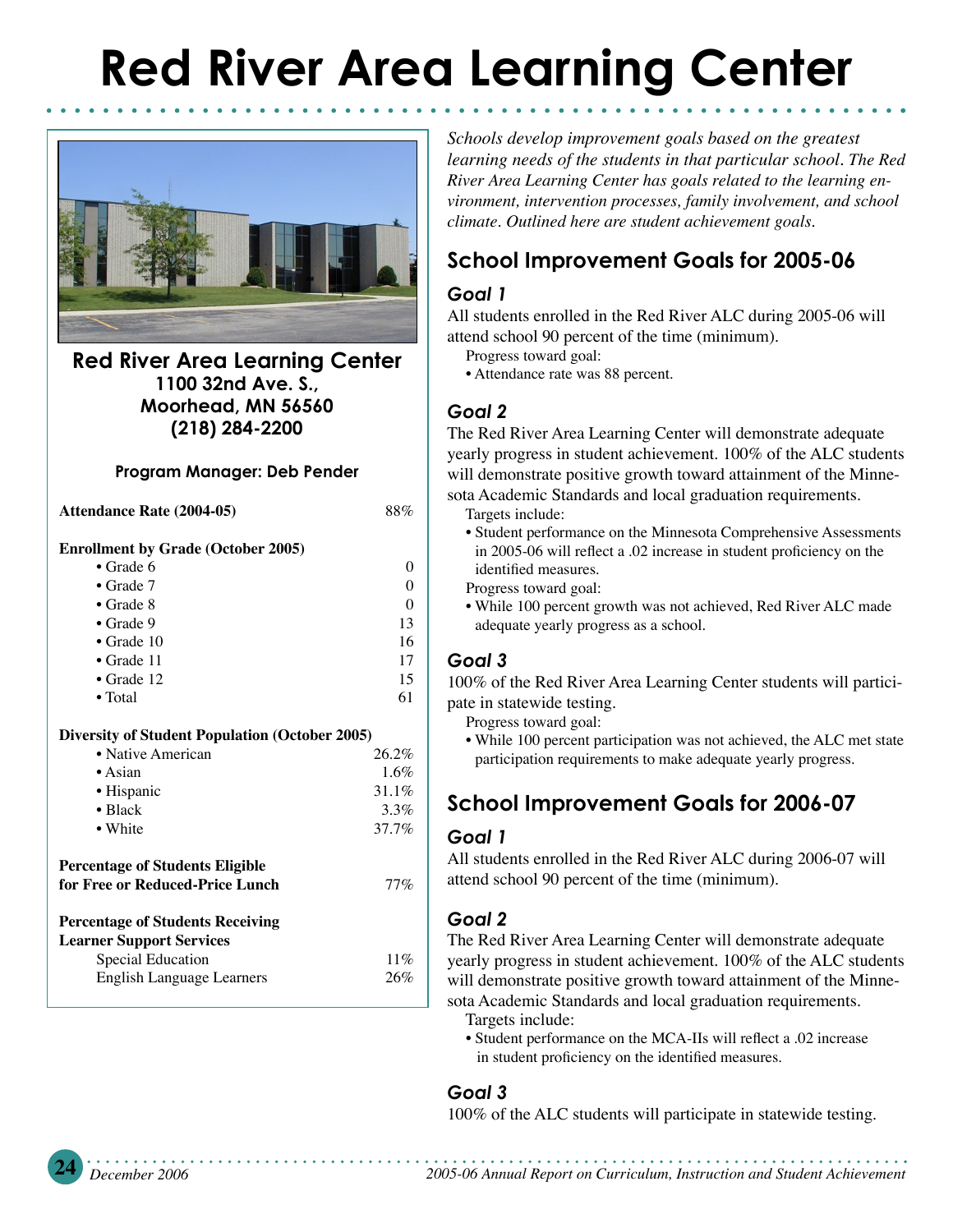# Red River Area Learning Center

## Red River Area Learning Center

**1100 32nd Ave. S.,**
**Moorhead, MN 56560**
**(218) 284-2200**

**Program Manager: Deb Pender**

| | |
|---|---|
| **Attendance Rate (2004-05)** | 88% |
| **Enrollment by Grade (October 2005)** | |
| • Grade 6 | 0 |
| • Grade 7 | 0 |
| • Grade 8 | 0 |
| • Grade 9 | 13 |
| • Grade 10 | 16 |
| • Grade 11 | 17 |
| • Grade 12 | 15 |
| • Total | 61 |
| **Diversity of Student Population (October 2005)** | |
| • Native American | 26.2% |
| • Asian | 1.6% |
| • Hispanic | 31.1% |
| • Black | 3.3% |
| • White | 37.7% |
| **Percentage of Students Eligible for Free or Reduced-Price Lunch** | 77% |
| **Percentage of Students Receiving Learner Support Services** | |
| Special Education | 11% |
| English Language Learners | 26% |

*Schools develop improvement goals based on the greatest learning needs of the students in that particular school. The Red River Area Learning Center has goals related to the learning environment, intervention processes, family involvement, and school climate. Outlined here are student achievement goals.*

## School Improvement Goals for 2005-06

### *Goal 1*

All students enrolled in the Red River ALC during 2005-06 will attend school 90 percent of the time (minimum).

Progress toward goal:

- Attendance rate was 88 percent.

### *Goal 2*

The Red River Area Learning Center will demonstrate adequate yearly progress in student achievement. 100% of the ALC students will demonstrate positive growth toward attainment of the Minnesota Academic Standards and local graduation requirements.

Targets include:

- Student performance on the Minnesota Comprehensive Assessments in 2005-06 will reflect a .02 increase in student proficiency on the identified measures.

Progress toward goal:

- While 100 percent growth was not achieved, Red River ALC made adequate yearly progress as a school.

### *Goal 3*

100% of the Red River Area Learning Center students will participate in statewide testing.

Progress toward goal:

- While 100 percent participation was not achieved, the ALC met state participation requirements to make adequate yearly progress.

## School Improvement Goals for 2006-07

### *Goal 1*

All students enrolled in the Red River ALC during 2006-07 will attend school 90 percent of the time (minimum).

### *Goal 2*

The Red River Area Learning Center will demonstrate adequate yearly progress in student achievement. 100% of the ALC students will demonstrate positive growth toward attainment of the Minnesota Academic Standards and local graduation requirements.

Targets include:

- Student performance on the MCA-IIs will reflect a .02 increase in student proficiency on the identified measures.

### *Goal 3*

100% of the ALC students will participate in statewide testing.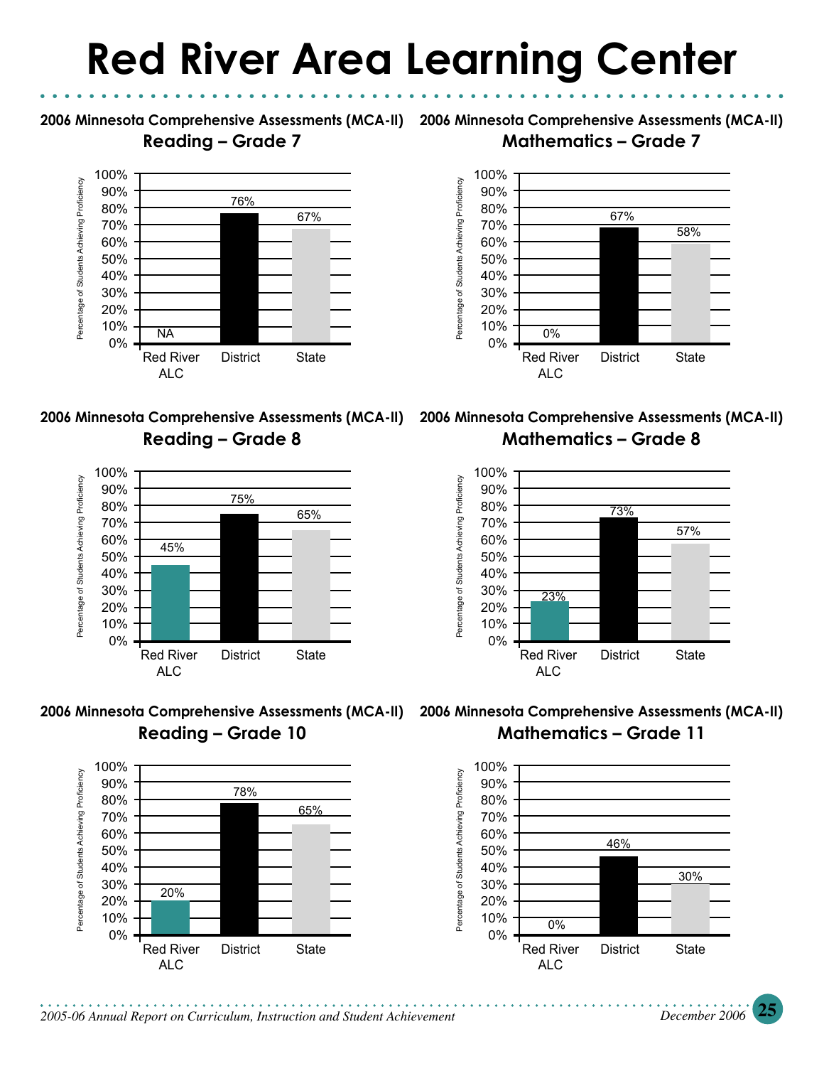# Red River Area Learning Center

### 2006 Minnesota Comprehensive Assessments (MCA-II)
**Reading – Grade 7**

| | Red River ALC | District | State |
|---|---|---|---|
| Percentage of Students Achieving Proficiency | NA | 76% | 67% |

### 2006 Minnesota Comprehensive Assessments (MCA-II)
**Mathematics – Grade 7**

| | Red River ALC | District | State |
|---|---|---|---|
| Percentage of Students Achieving Proficiency | 0% | 67% | 58% |

### 2006 Minnesota Comprehensive Assessments (MCA-II)
**Reading – Grade 8**

| | Red River ALC | District | State |
|---|---|---|---|
| Percentage of Students Achieving Proficiency | 45% | 75% | 65% |

### 2006 Minnesota Comprehensive Assessments (MCA-II)
**Mathematics – Grade 8**

| | Red River ALC | District | State |
|---|---|---|---|
| Percentage of Students Achieving Proficiency | 23% | 73% | 57% |

### 2006 Minnesota Comprehensive Assessments (MCA-II)
**Reading – Grade 10**

| | Red River ALC | District | State |
|---|---|---|---|
| Percentage of Students Achieving Proficiency | 20% | 78% | 65% |

### 2006 Minnesota Comprehensive Assessments (MCA-II)
**Mathematics – Grade 11**

| | Red River ALC | District | State |
|---|---|---|---|
| Percentage of Students Achieving Proficiency | 0% | 46% | 30% |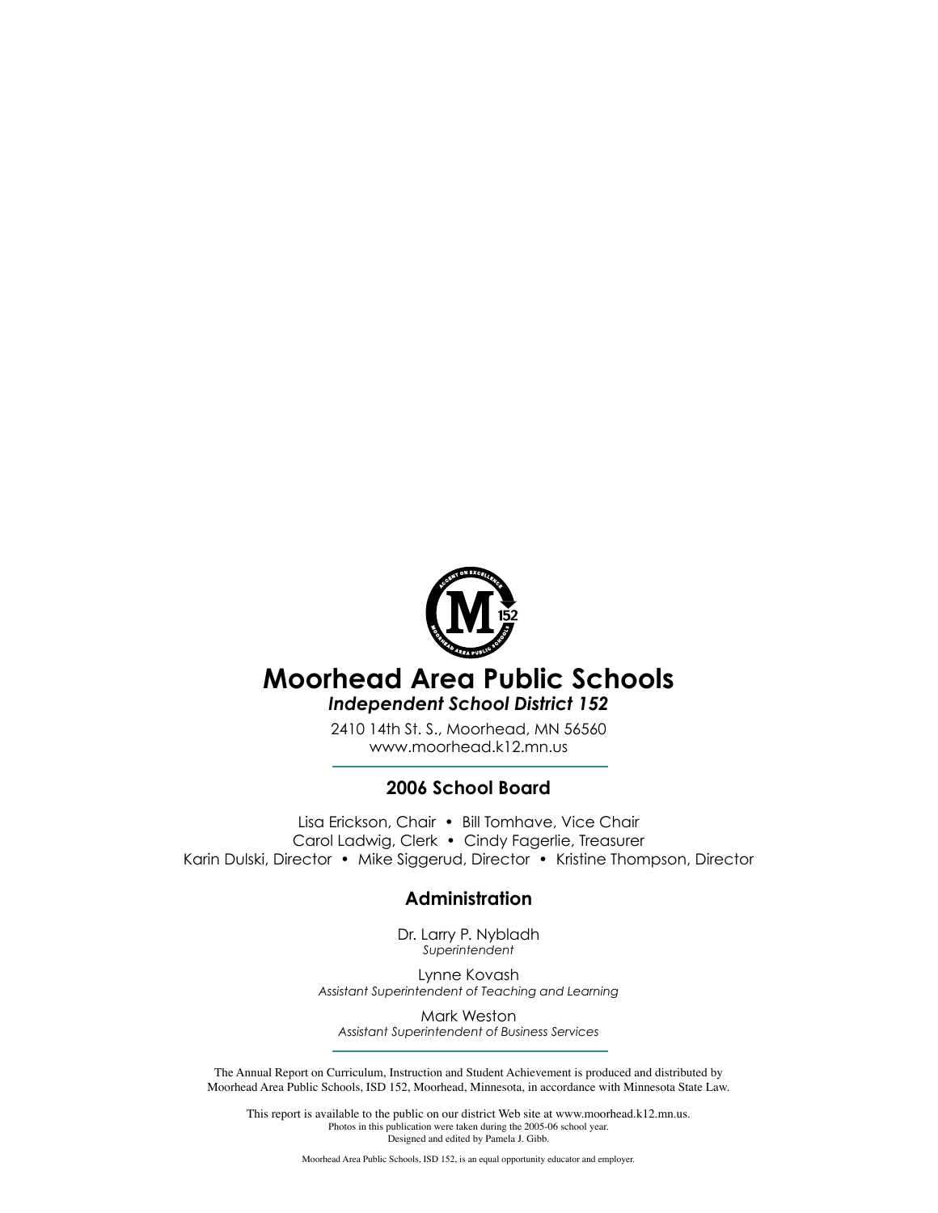# Moorhead Area Public Schools

*Independent School District 152*

2410 14th St. S., Moorhead, MN 56560
www.moorhead.k12.mn.us

## 2006 School Board

Lisa Erickson, Chair • Bill Tomhave, Vice Chair
Carol Ladwig, Clerk • Cindy Fagerlie, Treasurer
Karin Dulski, Director • Mike Siggerud, Director • Kristine Thompson, Director

## Administration

Dr. Larry P. Nybladh
*Superintendent*

Lynne Kovash
*Assistant Superintendent of Teaching and Learning*

Mark Weston
*Assistant Superintendent of Business Services*

The Annual Report on Curriculum, Instruction and Student Achievement is produced and distributed by Moorhead Area Public Schools, ISD 152, Moorhead, Minnesota, in accordance with Minnesota State Law.

This report is available to the public on our district Web site at www.moorhead.k12.mn.us.
Photos in this publication were taken during the 2005-06 school year.
Designed and edited by Pamela J. Gibb.

Moorhead Area Public Schools, ISD 152, is an equal opportunity educator and employer.